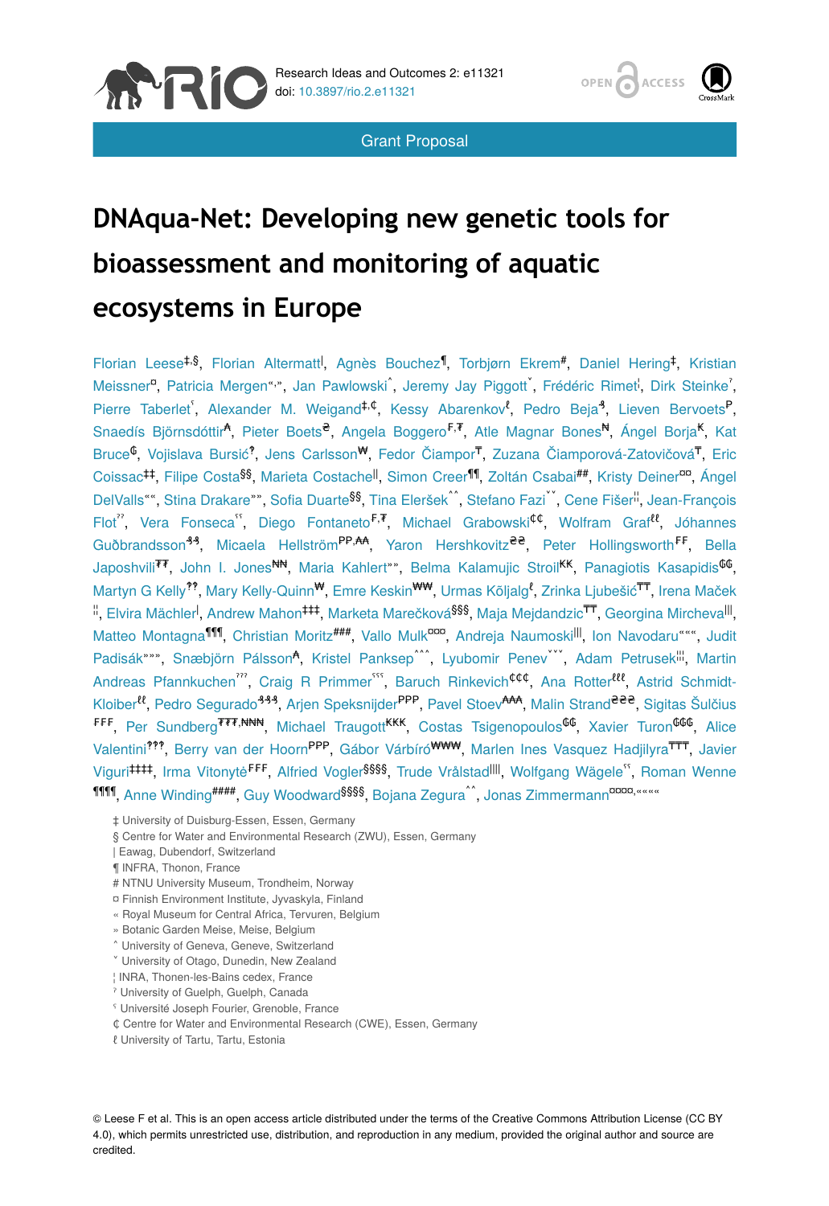Grant Proposal

# DNAqua-Net: Developing new genetic tools for bioassessment and monitoring of aquatic ecosystems in Europe

Florian Leese[‡,§], Florian Altermatt[|], Agnès Bouchez[¶], Torbjørn Ekrem[#], Daniel Hering[‡], Kristian Meissner[¤], Patricia Mergen[«,»], Jan Pawlowski[˄], Jeremy Jay Piggott[˅], Frédéric Rimet[¦], Dirk Steinke[ˀ], Pierre Taberlet[ˁ], Alexander M. Weigand[‡,₵], Kessy Abarenkov[ℓ], Pedro Beja[₰], Lieven Bervoets[₱], Snaedís Björnsdóttir[₳], Pieter Boets[₴], Angela Boggero[₣,₮], Atle Magnar Bones[₦], Ángel Borja[₭], Kat Bruce[₲], Vojislava Bursić[ʔ], Jens Carlsson[₩], Fedor Čiampor[₸], Zuzana Čiamporová-Zatovičová[₸], Eric Coissac[‡‡], Filipe Costa[§§], Marieta Costache[||], Simon Creer[¶¶], Zoltán Csabai[##], Kristy Deiner[¤¤], Ángel DelValls[««], Stina Drakare[»»], Sofia Duarte[§§], Tina Eleršek[˄˄], Stefano Fazi[˅˅], Cene Fišer[¦¦], Jean-François Flot[ˀˀ], Vera Fonseca[ˁˁ], Diego Fontaneto[₣,₮], Michael Grabowski[₵₵], Wolfram Graf[ℓℓ], Jóhannes Guðbrandsson[₰₰], Micaela Hellström[₱₱,₳₳], Yaron Hershkovitz[₴₴], Peter Hollingsworth[₣₣], Bella Japoshvili[₮₮], John I. Jones[₦₦], Maria Kahlert[»»], Belma Kalamujic Stroil[₭₭], Panagiotis Kasapidis[₲₲], Martyn G Kelly[ʔʔ], Mary Kelly-Quinn[₩], Emre Keskin[₩₩], Urmas Kõljalg[ℓ], Zrinka Ljubešić[₸₸], Irena Maček[¦¦], Elvira Mächler[|], Andrew Mahon[‡‡‡], Marketa Marečková[§§§], Maja Mejdandzic[₸₸], Georgina Mircheva[|||], Matteo Montagna[¶¶¶], Christian Moritz[###], Vallo Mulk[¤¤¤], Andreja Naumoski[|||], Ion Navodaru[«««], Judit Padisák[»»»], Snæbjörn Pálsson[₳], Kristel Panksep[˄˄˄], Lyubomir Penev[˅˅˅], Adam Petrusek[¦¦¦], Martin Andreas Pfannkuchen[ˀˀˀ], Craig R Primmer[ˁˁˁ], Baruch Rinkevich[₵₵₵], Ana Rotter[ℓℓℓ], Astrid Schmidt-Kloiber[ℓℓ], Pedro Segurado[₰₰₰], Arjen Speksnijder[₱₱₱], Pavel Stoev[₳₳₳], Malin Strand[₴₴₴], Sigitas Šulčius[₣₣₣], Per Sundberg[₮₮₮,₦₦₦], Michael Traugott[₭₭₭], Costas Tsigenopoulos[₲₲], Xavier Turon[₲₲₲], Alice Valentini[ʔʔʔ], Berry van der Hoorn[₱₱₱], Gábor Várbíró[₩₩₩], Marlen Ines Vasquez Hadjilyra[₸₸₸], Javier Viguri[‡‡‡‡], Irma Vitonytė[₣₣₣], Alfried Vogler[§§§§], Trude Vrålstad[||||], Wolfgang Wägele[ˁˁ], Roman Wenne[¶¶¶¶], Anne Winding[####], Guy Woodward[§§§§], Bojana Zegura[˄˄], Jonas Zimmermann[¤¤¤¤,««««]

‡ University of Duisburg-Essen, Essen, Germany
§ Centre for Water and Environmental Research (ZWU), Essen, Germany
| Eawag, Dubendorf, Switzerland
¶ INFRA, Thonon, France
# NTNU University Museum, Trondheim, Norway
¤ Finnish Environment Institute, Jyvaskyla, Finland
« Royal Museum for Central Africa, Tervuren, Belgium
» Botanic Garden Meise, Meise, Belgium
˄ University of Geneva, Geneve, Switzerland
˅ University of Otago, Dunedin, New Zealand
¦ INRA, Thonen-les-Bains cedex, France
ˀ University of Guelph, Guelph, Canada
ˁ Université Joseph Fourier, Grenoble, France
₵ Centre for Water and Environmental Research (CWE), Essen, Germany
ℓ University of Tartu, Tartu, Estonia

© Leese F et al. This is an open access article distributed under the terms of the Creative Commons Attribution License (CC BY 4.0), which permits unrestricted use, distribution, and reproduction in any medium, provided the original author and source are credited.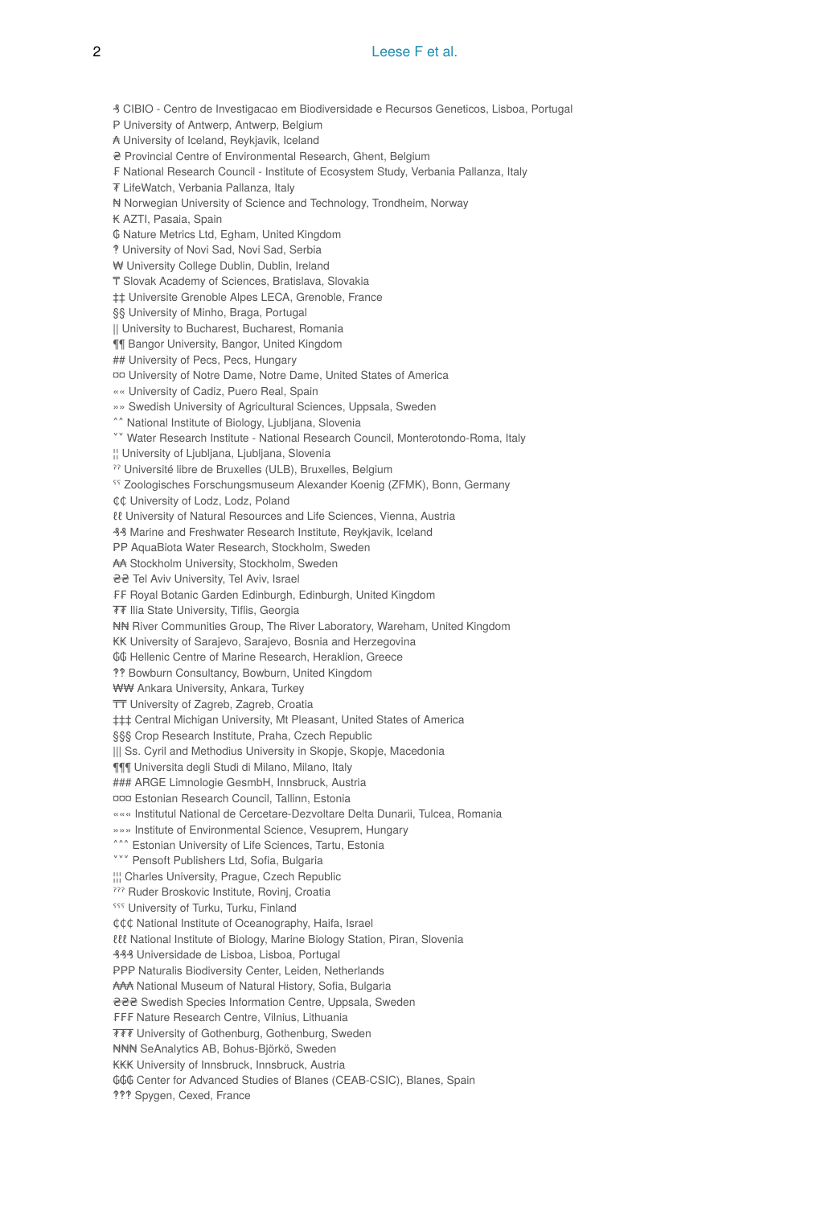₰ CIBIO - Centro de Investigacao em Biodiversidade e Recursos Geneticos, Lisboa, Portugal
₱ University of Antwerp, Antwerp, Belgium
₳ University of Iceland, Reykjavik, Iceland
₴ Provincial Centre of Environmental Research, Ghent, Belgium
₣ National Research Council - Institute of Ecosystem Study, Verbania Pallanza, Italy
₮ LifeWatch, Verbania Pallanza, Italy
₦ Norwegian University of Science and Technology, Trondheim, Norway
₭ AZTI, Pasaia, Spain
₲ Nature Metrics Ltd, Egham, United Kingdom
‽ University of Novi Sad, Novi Sad, Serbia
₩ University College Dublin, Dublin, Ireland
₸ Slovak Academy of Sciences, Bratislava, Slovakia
‡‡ Universite Grenoble Alpes LECA, Grenoble, France
§§ University of Minho, Braga, Portugal
|| University to Bucharest, Bucharest, Romania
¶¶ Bangor University, Bangor, United Kingdom
## University of Pecs, Pecs, Hungary
¤¤ University of Notre Dame, Notre Dame, United States of America
«« University of Cadiz, Puero Real, Spain
»» Swedish University of Agricultural Sciences, Uppsala, Sweden
^^ National Institute of Biology, Ljubljana, Slovenia
˅˅ Water Research Institute - National Research Council, Monterotondo-Roma, Italy
¦¦ University of Ljubljana, Ljubljana, Slovenia
ˀˀ Université libre de Bruxelles (ULB), Bruxelles, Belgium
ˁˁ Zoologisches Forschungsmuseum Alexander Koenig (ZFMK), Bonn, Germany
₵₵ University of Lodz, Lodz, Poland
ℓℓ University of Natural Resources and Life Sciences, Vienna, Austria
₰₰ Marine and Freshwater Research Institute, Reykjavik, Iceland
₱₱ AquaBiota Water Research, Stockholm, Sweden
₳₳ Stockholm University, Stockholm, Sweden
₴₴ Tel Aviv University, Tel Aviv, Israel
₣₣ Royal Botanic Garden Edinburgh, Edinburgh, United Kingdom
₮₮ Ilia State University, Tiflis, Georgia
₦₦ River Communities Group, The River Laboratory, Wareham, United Kingdom
₭₭ University of Sarajevo, Sarajevo, Bosnia and Herzegovina
₲₲ Hellenic Centre of Marine Research, Heraklion, Greece
‽‽ Bowburn Consultancy, Bowburn, United Kingdom
₩₩ Ankara University, Ankara, Turkey
₸₸ University of Zagreb, Zagreb, Croatia
‡‡‡ Central Michigan University, Mt Pleasant, United States of America
§§§ Crop Research Institute, Praha, Czech Republic
||| Ss. Cyril and Methodius University in Skopje, Skopje, Macedonia
¶¶¶ Universita degli Studi di Milano, Milano, Italy
### ARGE Limnologie GesmbH, Innsbruck, Austria
¤¤¤ Estonian Research Council, Tallinn, Estonia
««« Institutul National de Cercetare-Dezvoltare Delta Dunarii, Tulcea, Romania
»»» Institute of Environmental Science, Vesuprem, Hungary
^^^ Estonian University of Life Sciences, Tartu, Estonia
˅˅˅ Pensoft Publishers Ltd, Sofia, Bulgaria
¦¦¦ Charles University, Prague, Czech Republic
ˀˀˀ Ruder Broskovic Institute, Rovinj, Croatia
ˁˁˁ University of Turku, Turku, Finland
₵₵₵ National Institute of Oceanography, Haifa, Israel
ℓℓℓ National Institute of Biology, Marine Biology Station, Piran, Slovenia
₰₰₰ Universidade de Lisboa, Lisboa, Portugal
₱₱₱ Naturalis Biodiversity Center, Leiden, Netherlands
₳₳₳ National Museum of Natural History, Sofia, Bulgaria
₴₴₴ Swedish Species Information Centre, Uppsala, Sweden
₣₣₣ Nature Research Centre, Vilnius, Lithuania
₮₮₮ University of Gothenburg, Gothenburg, Sweden
₦₦₦ SeAnalytics AB, Bohus-Björkö, Sweden
₭₭₭ University of Innsbruck, Innsbruck, Austria
₲₲₲ Center for Advanced Studies of Blanes (CEAB-CSIC), Blanes, Spain
‽‽‽ Spygen, Cexed, France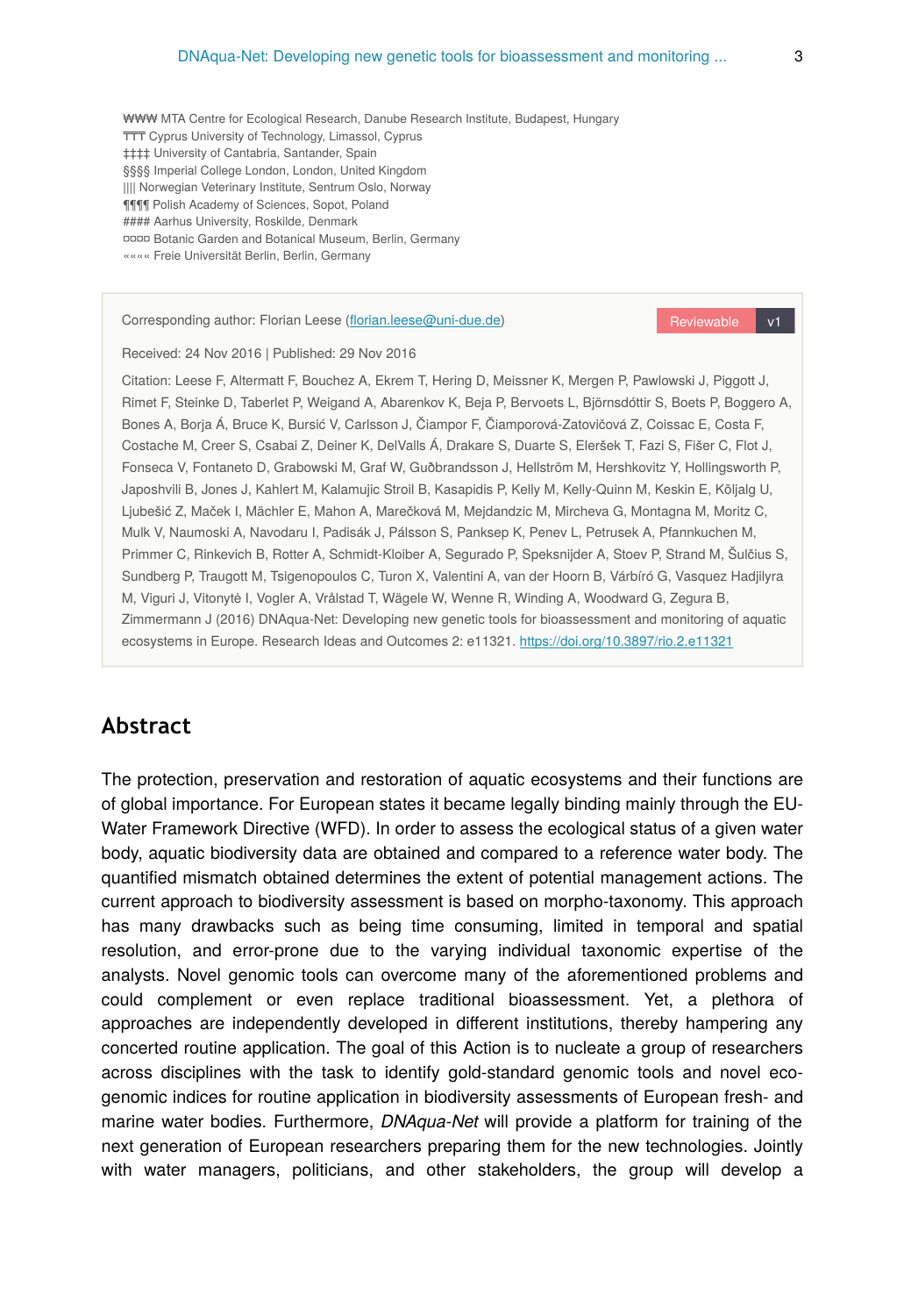₩₩₩₩ MTA Centre for Ecological Research, Danube Research Institute, Budapest, Hungary
₸₸₸ Cyprus University of Technology, Limassol, Cyprus
‡‡‡‡ University of Cantabria, Santander, Spain
§§§§ Imperial College London, London, United Kingdom
|||| Norwegian Veterinary Institute, Sentrum Oslo, Norway
¶¶¶¶ Polish Academy of Sciences, Sopot, Poland
#### Aarhus University, Roskilde, Denmark
¤¤¤¤ Botanic Garden and Botanical Museum, Berlin, Germany
«««« Freie Universität Berlin, Berlin, Germany

Corresponding author: Florian Leese (florian.leese@uni-due.de)

Reviewable v1

Received: 24 Nov 2016 | Published: 29 Nov 2016

Citation: Leese F, Altermatt F, Bouchez A, Ekrem T, Hering D, Meissner K, Mergen P, Pawlowski J, Piggott J, Rimet F, Steinke D, Taberlet P, Weigand A, Abarenkov K, Beja P, Bervoets L, Björnsdóttir S, Boets P, Boggero A, Bones A, Borja Á, Bruce K, Bursić V, Carlsson J, Čiampor F, Čiamporová-Zatovičová Z, Coissac E, Costa F, Costache M, Creer S, Csabai Z, Deiner K, DelValls Á, Drakare S, Duarte S, Eleršek T, Fazi S, Fišer C, Flot J, Fonseca V, Fontaneto D, Grabowski M, Graf W, Guðbrandsson J, Hellström M, Hershkovitz Y, Hollingsworth P, Japoshvili B, Jones J, Kahlert M, Kalamujic Stroil B, Kasapidis P, Kelly M, Kelly-Quinn M, Keskin E, Kõljalg U, Ljubešić Z, Maček I, Mächler E, Mahon A, Marečková M, Mejdandzic M, Mircheva G, Montagna M, Moritz C, Mulk V, Naumoski A, Navodaru I, Padisák J, Pálsson S, Panksep K, Penev L, Petrusek A, Pfannkuchen M, Primmer C, Rinkevich B, Rotter A, Schmidt-Kloiber A, Segurado P, Speksnijder A, Stoev P, Strand M, Šulčius S, Sundberg P, Traugott M, Tsigenopoulos C, Turon X, Valentini A, van der Hoorn B, Várbíró G, Vasquez Hadjilyra M, Viguri J, Vitonytė I, Vogler A, Vrålstad T, Wägele W, Wenne R, Winding A, Woodward G, Zegura B, Zimmermann J (2016) DNAqua-Net: Developing new genetic tools for bioassessment and monitoring of aquatic ecosystems in Europe. Research Ideas and Outcomes 2: e11321. https://doi.org/10.3897/rio.2.e11321

## Abstract

The protection, preservation and restoration of aquatic ecosystems and their functions are of global importance. For European states it became legally binding mainly through the EU-Water Framework Directive (WFD). In order to assess the ecological status of a given water body, aquatic biodiversity data are obtained and compared to a reference water body. The quantified mismatch obtained determines the extent of potential management actions. The current approach to biodiversity assessment is based on morpho-taxonomy. This approach has many drawbacks such as being time consuming, limited in temporal and spatial resolution, and error-prone due to the varying individual taxonomic expertise of the analysts. Novel genomic tools can overcome many of the aforementioned problems and could complement or even replace traditional bioassessment. Yet, a plethora of approaches are independently developed in different institutions, thereby hampering any concerted routine application. The goal of this Action is to nucleate a group of researchers across disciplines with the task to identify gold-standard genomic tools and novel eco-genomic indices for routine application in biodiversity assessments of European fresh- and marine water bodies. Furthermore, *DNAqua-Net* will provide a platform for training of the next generation of European researchers preparing them for the new technologies. Jointly with water managers, politicians, and other stakeholders, the group will develop a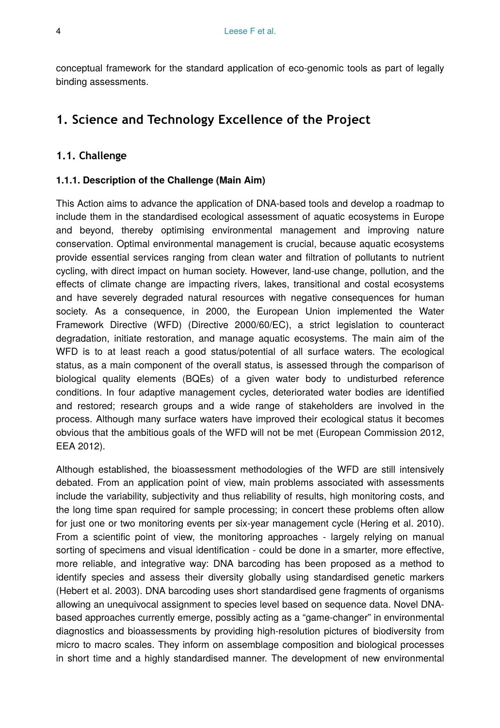conceptual framework for the standard application of eco-genomic tools as part of legally binding assessments.

## 1. Science and Technology Excellence of the Project

### 1.1. Challenge

#### 1.1.1. Description of the Challenge (Main Aim)

This Action aims to advance the application of DNA-based tools and develop a roadmap to include them in the standardised ecological assessment of aquatic ecosystems in Europe and beyond, thereby optimising environmental management and improving nature conservation. Optimal environmental management is crucial, because aquatic ecosystems provide essential services ranging from clean water and filtration of pollutants to nutrient cycling, with direct impact on human society. However, land-use change, pollution, and the effects of climate change are impacting rivers, lakes, transitional and costal ecosystems and have severely degraded natural resources with negative consequences for human society. As a consequence, in 2000, the European Union implemented the Water Framework Directive (WFD) (Directive 2000/60/EC), a strict legislation to counteract degradation, initiate restoration, and manage aquatic ecosystems. The main aim of the WFD is to at least reach a good status/potential of all surface waters. The ecological status, as a main component of the overall status, is assessed through the comparison of biological quality elements (BQEs) of a given water body to undisturbed reference conditions. In four adaptive management cycles, deteriorated water bodies are identified and restored; research groups and a wide range of stakeholders are involved in the process. Although many surface waters have improved their ecological status it becomes obvious that the ambitious goals of the WFD will not be met (European Commission 2012, EEA 2012).

Although established, the bioassessment methodologies of the WFD are still intensively debated. From an application point of view, main problems associated with assessments include the variability, subjectivity and thus reliability of results, high monitoring costs, and the long time span required for sample processing; in concert these problems often allow for just one or two monitoring events per six-year management cycle (Hering et al. 2010). From a scientific point of view, the monitoring approaches - largely relying on manual sorting of specimens and visual identification - could be done in a smarter, more effective, more reliable, and integrative way: DNA barcoding has been proposed as a method to identify species and assess their diversity globally using standardised genetic markers (Hebert et al. 2003). DNA barcoding uses short standardised gene fragments of organisms allowing an unequivocal assignment to species level based on sequence data. Novel DNA-based approaches currently emerge, possibly acting as a "game-changer" in environmental diagnostics and bioassessments by providing high-resolution pictures of biodiversity from micro to macro scales. They inform on assemblage composition and biological processes in short time and a highly standardised manner. The development of new environmental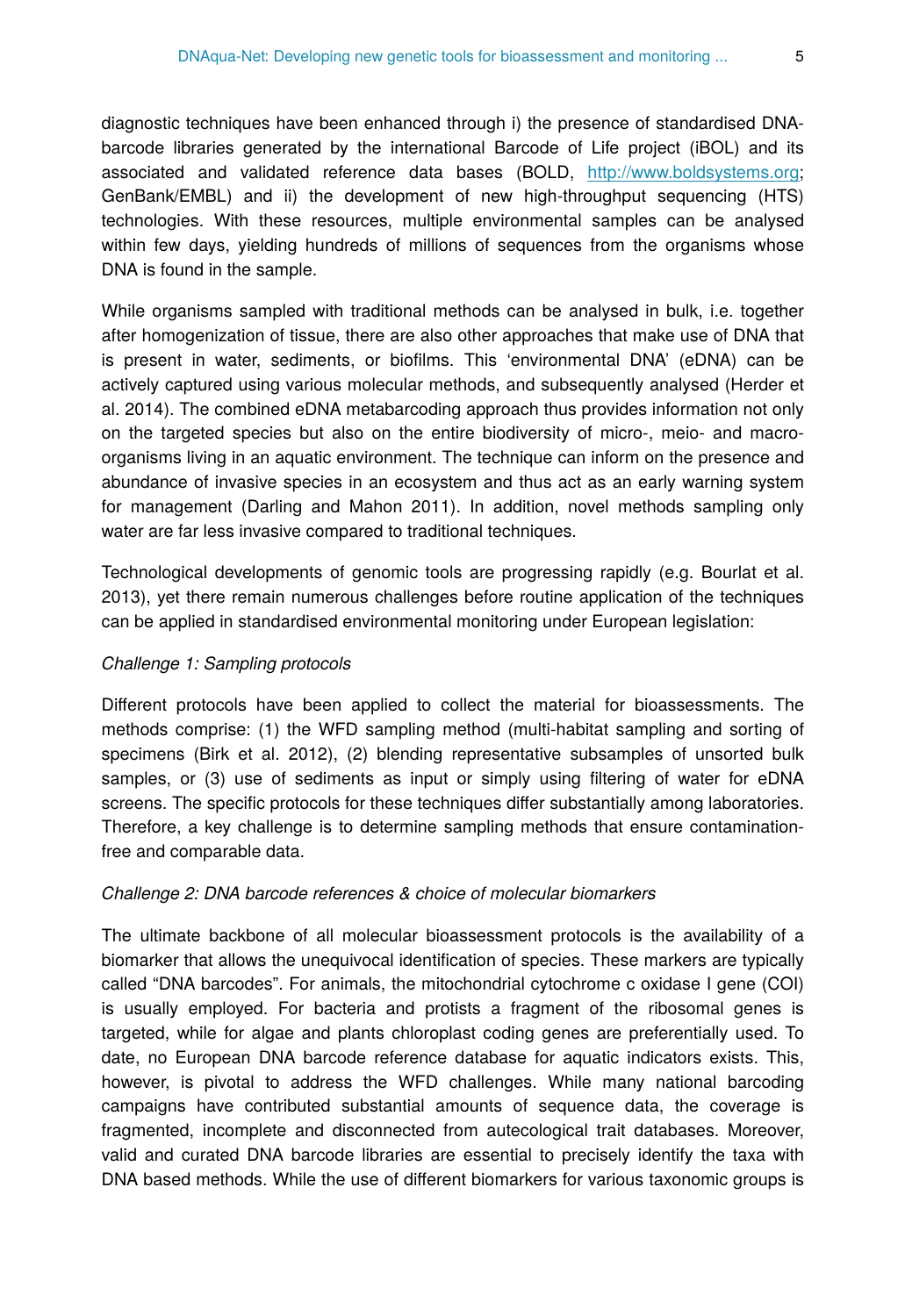diagnostic techniques have been enhanced through i) the presence of standardised DNA-barcode libraries generated by the international Barcode of Life project (iBOL) and its associated and validated reference data bases (BOLD, http://www.boldsystems.org; GenBank/EMBL) and ii) the development of new high-throughput sequencing (HTS) technologies. With these resources, multiple environmental samples can be analysed within few days, yielding hundreds of millions of sequences from the organisms whose DNA is found in the sample.

While organisms sampled with traditional methods can be analysed in bulk, i.e. together after homogenization of tissue, there are also other approaches that make use of DNA that is present in water, sediments, or biofilms. This 'environmental DNA' (eDNA) can be actively captured using various molecular methods, and subsequently analysed (Herder et al. 2014). The combined eDNA metabarcoding approach thus provides information not only on the targeted species but also on the entire biodiversity of micro-, meio- and macro-organisms living in an aquatic environment. The technique can inform on the presence and abundance of invasive species in an ecosystem and thus act as an early warning system for management (Darling and Mahon 2011). In addition, novel methods sampling only water are far less invasive compared to traditional techniques.

Technological developments of genomic tools are progressing rapidly (e.g. Bourlat et al. 2013), yet there remain numerous challenges before routine application of the techniques can be applied in standardised environmental monitoring under European legislation:

*Challenge 1: Sampling protocols*

Different protocols have been applied to collect the material for bioassessments. The methods comprise: (1) the WFD sampling method (multi-habitat sampling and sorting of specimens (Birk et al. 2012), (2) blending representative subsamples of unsorted bulk samples, or (3) use of sediments as input or simply using filtering of water for eDNA screens. The specific protocols for these techniques differ substantially among laboratories. Therefore, a key challenge is to determine sampling methods that ensure contamination-free and comparable data.

*Challenge 2: DNA barcode references & choice of molecular biomarkers*

The ultimate backbone of all molecular bioassessment protocols is the availability of a biomarker that allows the unequivocal identification of species. These markers are typically called "DNA barcodes". For animals, the mitochondrial cytochrome c oxidase I gene (COI) is usually employed. For bacteria and protists a fragment of the ribosomal genes is targeted, while for algae and plants chloroplast coding genes are preferentially used. To date, no European DNA barcode reference database for aquatic indicators exists. This, however, is pivotal to address the WFD challenges. While many national barcoding campaigns have contributed substantial amounts of sequence data, the coverage is fragmented, incomplete and disconnected from autecological trait databases. Moreover, valid and curated DNA barcode libraries are essential to precisely identify the taxa with DNA based methods. While the use of different biomarkers for various taxonomic groups is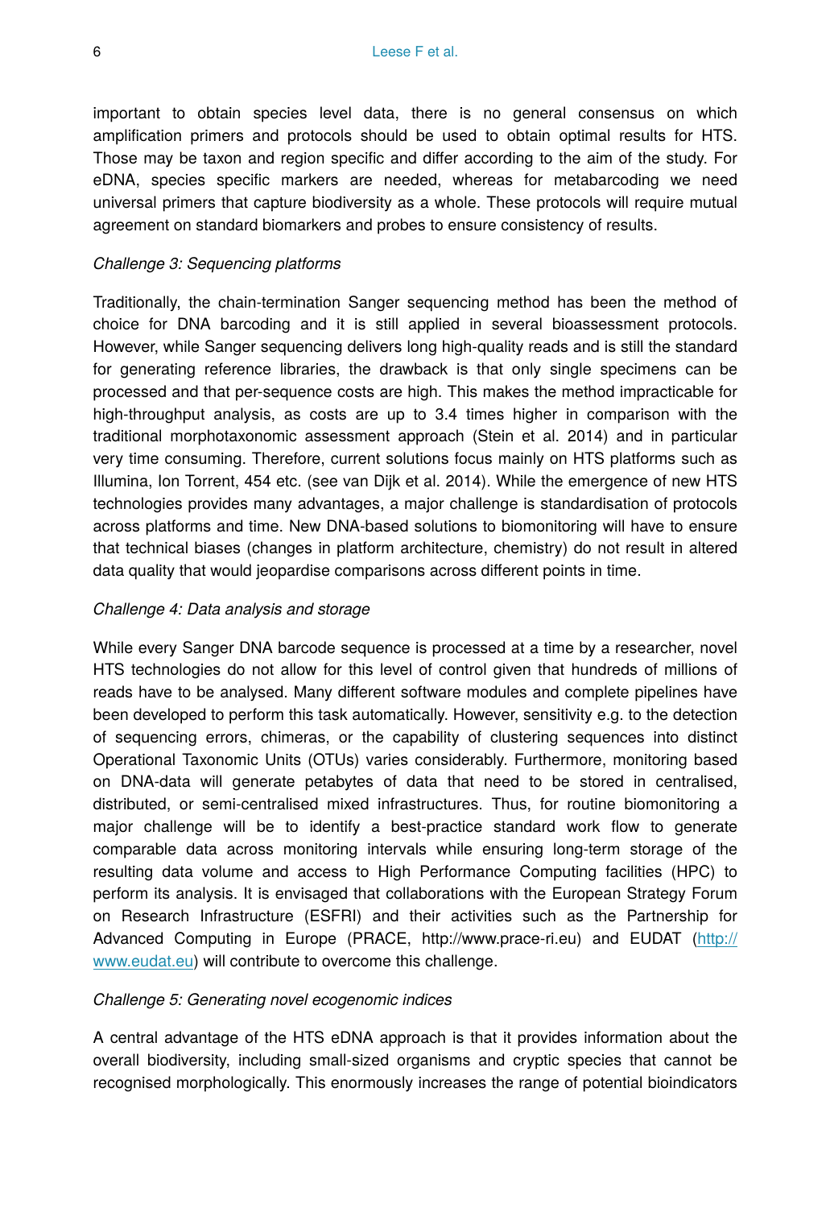important to obtain species level data, there is no general consensus on which amplification primers and protocols should be used to obtain optimal results for HTS. Those may be taxon and region specific and differ according to the aim of the study. For eDNA, species specific markers are needed, whereas for metabarcoding we need universal primers that capture biodiversity as a whole. These protocols will require mutual agreement on standard biomarkers and probes to ensure consistency of results.

*Challenge 3: Sequencing platforms*

Traditionally, the chain-termination Sanger sequencing method has been the method of choice for DNA barcoding and it is still applied in several bioassessment protocols. However, while Sanger sequencing delivers long high-quality reads and is still the standard for generating reference libraries, the drawback is that only single specimens can be processed and that per-sequence costs are high. This makes the method impracticable for high-throughput analysis, as costs are up to 3.4 times higher in comparison with the traditional morphotaxonomic assessment approach (Stein et al. 2014) and in particular very time consuming. Therefore, current solutions focus mainly on HTS platforms such as Illumina, Ion Torrent, 454 etc. (see van Dijk et al. 2014). While the emergence of new HTS technologies provides many advantages, a major challenge is standardisation of protocols across platforms and time. New DNA-based solutions to biomonitoring will have to ensure that technical biases (changes in platform architecture, chemistry) do not result in altered data quality that would jeopardise comparisons across different points in time.

*Challenge 4: Data analysis and storage*

While every Sanger DNA barcode sequence is processed at a time by a researcher, novel HTS technologies do not allow for this level of control given that hundreds of millions of reads have to be analysed. Many different software modules and complete pipelines have been developed to perform this task automatically. However, sensitivity e.g. to the detection of sequencing errors, chimeras, or the capability of clustering sequences into distinct Operational Taxonomic Units (OTUs) varies considerably. Furthermore, monitoring based on DNA-data will generate petabytes of data that need to be stored in centralised, distributed, or semi-centralised mixed infrastructures. Thus, for routine biomonitoring a major challenge will be to identify a best-practice standard work flow to generate comparable data across monitoring intervals while ensuring long-term storage of the resulting data volume and access to High Performance Computing facilities (HPC) to perform its analysis. It is envisaged that collaborations with the European Strategy Forum on Research Infrastructure (ESFRI) and their activities such as the Partnership for Advanced Computing in Europe (PRACE, http://www.prace-ri.eu) and EUDAT ([http://www.eudat.eu](http://www.eudat.eu)) will contribute to overcome this challenge.

*Challenge 5: Generating novel ecogenomic indices*

A central advantage of the HTS eDNA approach is that it provides information about the overall biodiversity, including small-sized organisms and cryptic species that cannot be recognised morphologically. This enormously increases the range of potential bioindicators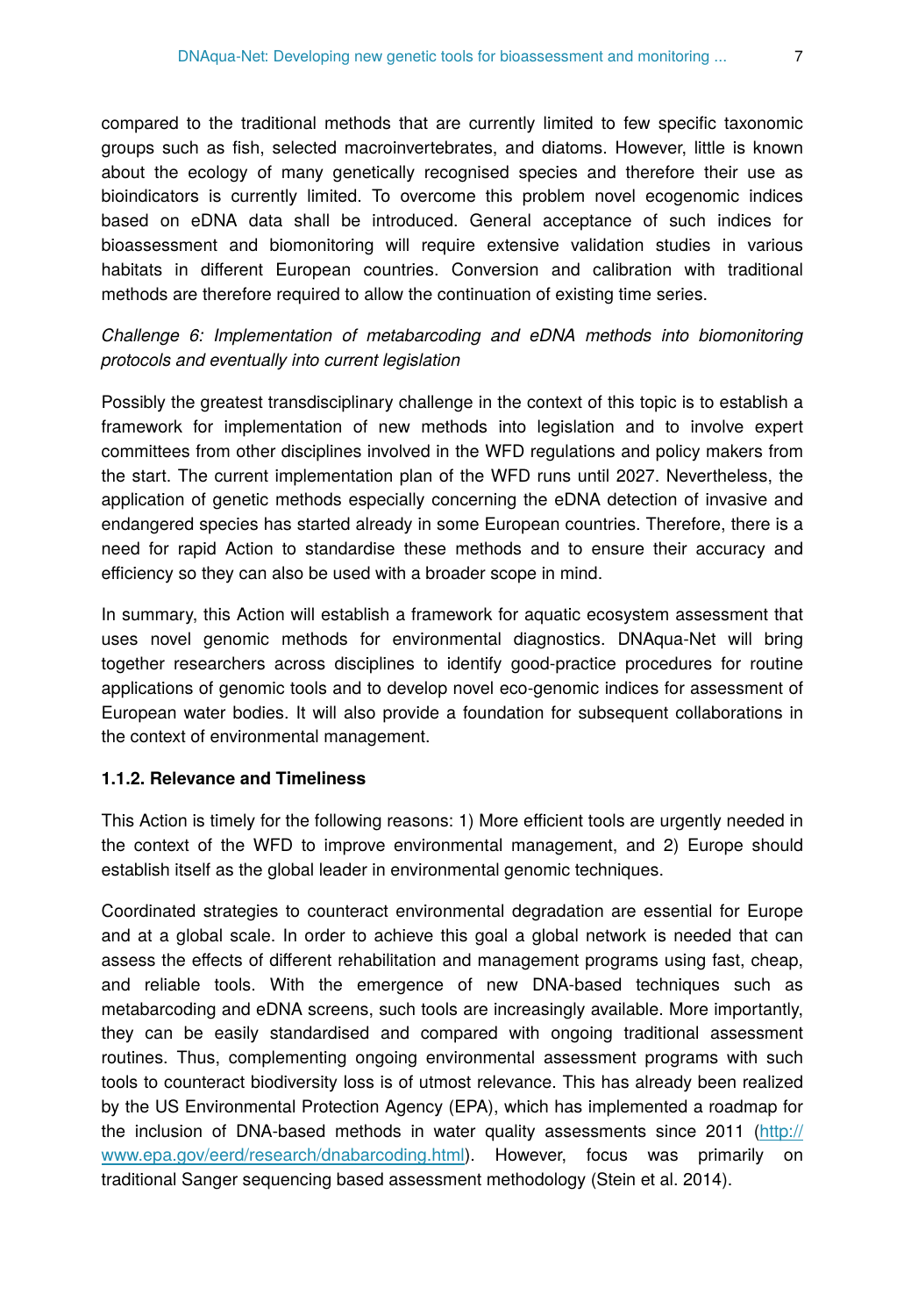compared to the traditional methods that are currently limited to few specific taxonomic groups such as fish, selected macroinvertebrates, and diatoms. However, little is known about the ecology of many genetically recognised species and therefore their use as bioindicators is currently limited. To overcome this problem novel ecogenomic indices based on eDNA data shall be introduced. General acceptance of such indices for bioassessment and biomonitoring will require extensive validation studies in various habitats in different European countries. Conversion and calibration with traditional methods are therefore required to allow the continuation of existing time series.

*Challenge 6: Implementation of metabarcoding and eDNA methods into biomonitoring protocols and eventually into current legislation*

Possibly the greatest transdisciplinary challenge in the context of this topic is to establish a framework for implementation of new methods into legislation and to involve expert committees from other disciplines involved in the WFD regulations and policy makers from the start. The current implementation plan of the WFD runs until 2027. Nevertheless, the application of genetic methods especially concerning the eDNA detection of invasive and endangered species has started already in some European countries. Therefore, there is a need for rapid Action to standardise these methods and to ensure their accuracy and efficiency so they can also be used with a broader scope in mind.

In summary, this Action will establish a framework for aquatic ecosystem assessment that uses novel genomic methods for environmental diagnostics. DNAqua-Net will bring together researchers across disciplines to identify good-practice procedures for routine applications of genomic tools and to develop novel eco-genomic indices for assessment of European water bodies. It will also provide a foundation for subsequent collaborations in the context of environmental management.

#### 1.1.2. Relevance and Timeliness

This Action is timely for the following reasons: 1) More efficient tools are urgently needed in the context of the WFD to improve environmental management, and 2) Europe should establish itself as the global leader in environmental genomic techniques.

Coordinated strategies to counteract environmental degradation are essential for Europe and at a global scale. In order to achieve this goal a global network is needed that can assess the effects of different rehabilitation and management programs using fast, cheap, and reliable tools. With the emergence of new DNA-based techniques such as metabarcoding and eDNA screens, such tools are increasingly available. More importantly, they can be easily standardised and compared with ongoing traditional assessment routines. Thus, complementing ongoing environmental assessment programs with such tools to counteract biodiversity loss is of utmost relevance. This has already been realized by the US Environmental Protection Agency (EPA), which has implemented a roadmap for the inclusion of DNA-based methods in water quality assessments since 2011 ([http://www.epa.gov/eerd/research/dnabarcoding.html](http://www.epa.gov/eerd/research/dnabarcoding.html)). However, focus was primarily on traditional Sanger sequencing based assessment methodology (Stein et al. 2014).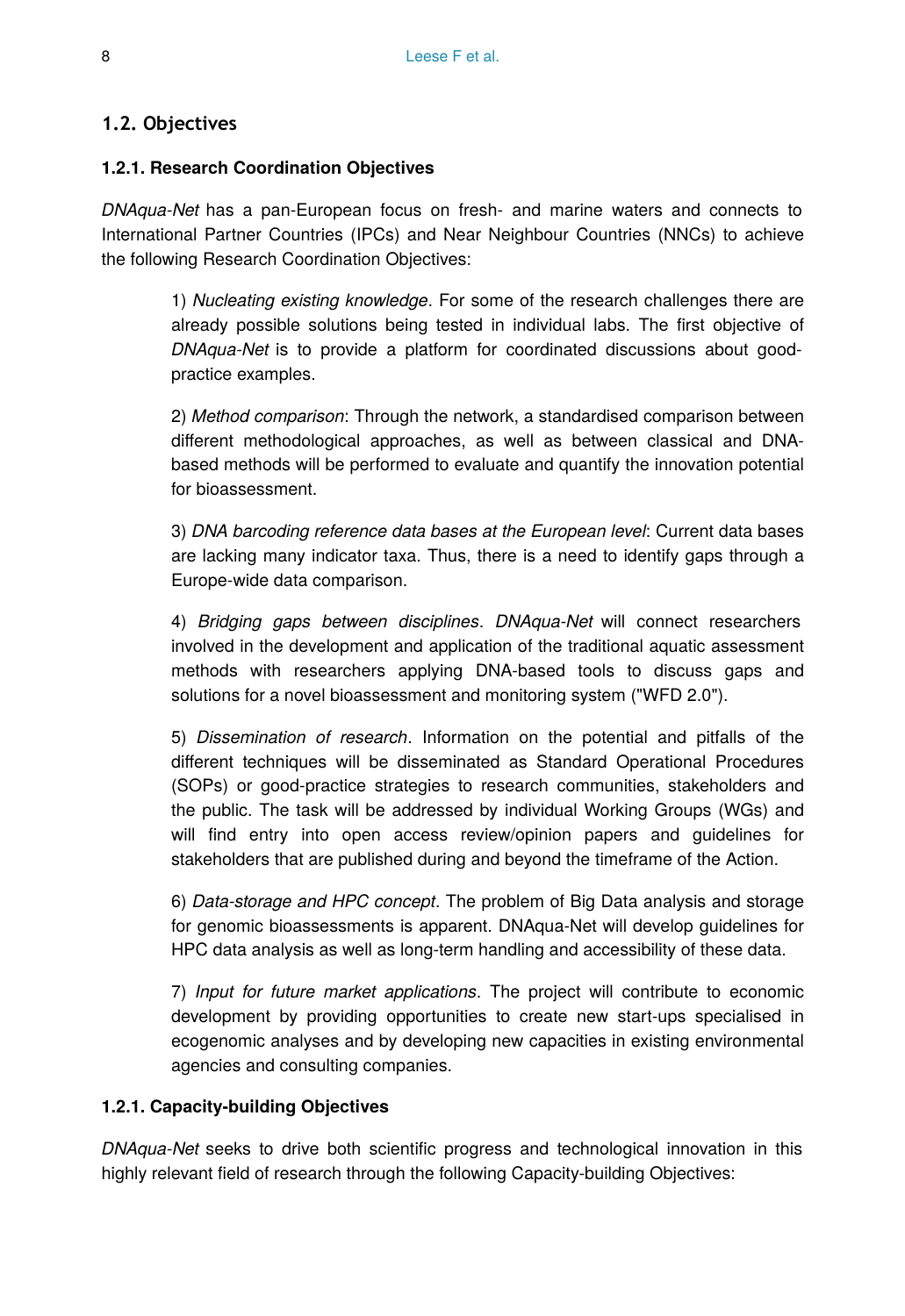## 1.2. Objectives

### 1.2.1. Research Coordination Objectives

*DNAqua-Net* has a pan-European focus on fresh- and marine waters and connects to International Partner Countries (IPCs) and Near Neighbour Countries (NNCs) to achieve the following Research Coordination Objectives:

> 1) *Nucleating existing knowledge*. For some of the research challenges there are already possible solutions being tested in individual labs. The first objective of *DNAqua-Net* is to provide a platform for coordinated discussions about good-practice examples.
>
> 2) *Method comparison*: Through the network, a standardised comparison between different methodological approaches, as well as between classical and DNA-based methods will be performed to evaluate and quantify the innovation potential for bioassessment.
>
> 3) *DNA barcoding reference data bases at the European level*: Current data bases are lacking many indicator taxa. Thus, there is a need to identify gaps through a Europe-wide data comparison.
>
> 4) *Bridging gaps between disciplines*. *DNAqua-Net* will connect researchers involved in the development and application of the traditional aquatic assessment methods with researchers applying DNA-based tools to discuss gaps and solutions for a novel bioassessment and monitoring system ("WFD 2.0").
>
> 5) *Dissemination of research*. Information on the potential and pitfalls of the different techniques will be disseminated as Standard Operational Procedures (SOPs) or good-practice strategies to research communities, stakeholders and the public. The task will be addressed by individual Working Groups (WGs) and will find entry into open access review/opinion papers and guidelines for stakeholders that are published during and beyond the timeframe of the Action.
>
> 6) *Data-storage and HPC concept*. The problem of Big Data analysis and storage for genomic bioassessments is apparent. DNAqua-Net will develop guidelines for HPC data analysis as well as long-term handling and accessibility of these data.
>
> 7) *Input for future market applications*. The project will contribute to economic development by providing opportunities to create new start-ups specialised in ecogenomic analyses and by developing new capacities in existing environmental agencies and consulting companies.

### 1.2.1. Capacity-building Objectives

*DNAqua-Net* seeks to drive both scientific progress and technological innovation in this highly relevant field of research through the following Capacity-building Objectives: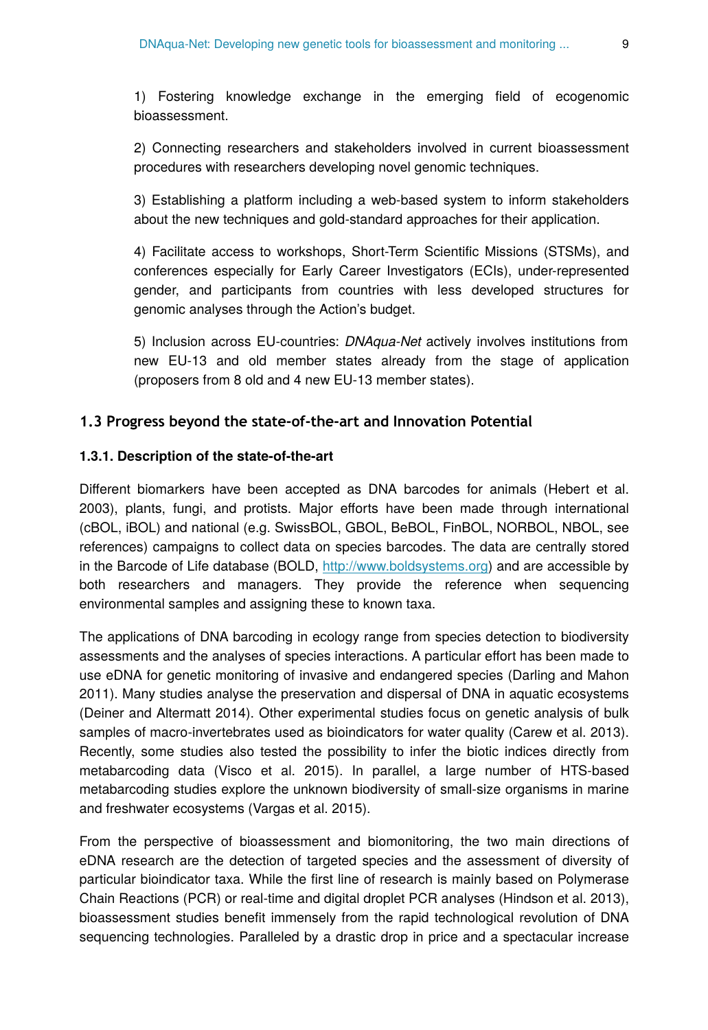1) Fostering knowledge exchange in the emerging field of ecogenomic bioassessment.

2) Connecting researchers and stakeholders involved in current bioassessment procedures with researchers developing novel genomic techniques.

3) Establishing a platform including a web-based system to inform stakeholders about the new techniques and gold-standard approaches for their application.

4) Facilitate access to workshops, Short-Term Scientific Missions (STSMs), and conferences especially for Early Career Investigators (ECIs), under-represented gender, and participants from countries with less developed structures for genomic analyses through the Action's budget.

5) Inclusion across EU-countries: *DNAqua-Net* actively involves institutions from new EU-13 and old member states already from the stage of application (proposers from 8 old and 4 new EU-13 member states).

## 1.3 Progress beyond the state-of-the-art and Innovation Potential

### 1.3.1. Description of the state-of-the-art

Different biomarkers have been accepted as DNA barcodes for animals (Hebert et al. 2003), plants, fungi, and protists. Major efforts have been made through international (cBOL, iBOL) and national (e.g. SwissBOL, GBOL, BeBOL, FinBOL, NORBOL, NBOL, see references) campaigns to collect data on species barcodes. The data are centrally stored in the Barcode of Life database (BOLD, [http://www.boldsystems.org](http://www.boldsystems.org)) and are accessible by both researchers and managers. They provide the reference when sequencing environmental samples and assigning these to known taxa.

The applications of DNA barcoding in ecology range from species detection to biodiversity assessments and the analyses of species interactions. A particular effort has been made to use eDNA for genetic monitoring of invasive and endangered species (Darling and Mahon 2011). Many studies analyse the preservation and dispersal of DNA in aquatic ecosystems (Deiner and Altermatt 2014). Other experimental studies focus on genetic analysis of bulk samples of macro-invertebrates used as bioindicators for water quality (Carew et al. 2013). Recently, some studies also tested the possibility to infer the biotic indices directly from metabarcoding data (Visco et al. 2015). In parallel, a large number of HTS-based metabarcoding studies explore the unknown biodiversity of small-size organisms in marine and freshwater ecosystems (Vargas et al. 2015).

From the perspective of bioassessment and biomonitoring, the two main directions of eDNA research are the detection of targeted species and the assessment of diversity of particular bioindicator taxa. While the first line of research is mainly based on Polymerase Chain Reactions (PCR) or real-time and digital droplet PCR analyses (Hindson et al. 2013), bioassessment studies benefit immensely from the rapid technological revolution of DNA sequencing technologies. Paralleled by a drastic drop in price and a spectacular increase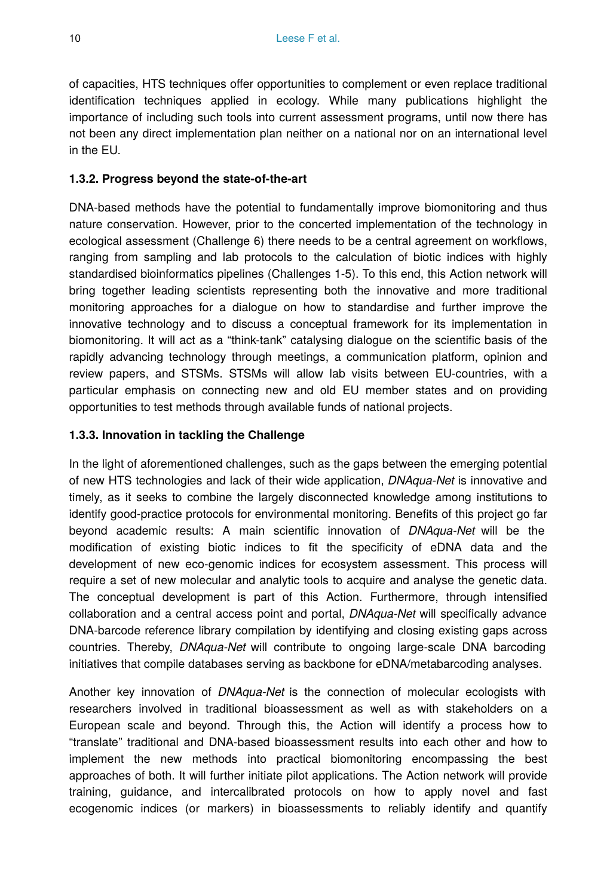of capacities, HTS techniques offer opportunities to complement or even replace traditional identification techniques applied in ecology. While many publications highlight the importance of including such tools into current assessment programs, until now there has not been any direct implementation plan neither on a national nor on an international level in the EU.

**1.3.2. Progress beyond the state-of-the-art**

DNA-based methods have the potential to fundamentally improve biomonitoring and thus nature conservation. However, prior to the concerted implementation of the technology in ecological assessment (Challenge 6) there needs to be a central agreement on workflows, ranging from sampling and lab protocols to the calculation of biotic indices with highly standardised bioinformatics pipelines (Challenges 1-5). To this end, this Action network will bring together leading scientists representing both the innovative and more traditional monitoring approaches for a dialogue on how to standardise and further improve the innovative technology and to discuss a conceptual framework for its implementation in biomonitoring. It will act as a "think-tank" catalysing dialogue on the scientific basis of the rapidly advancing technology through meetings, a communication platform, opinion and review papers, and STSMs. STSMs will allow lab visits between EU-countries, with a particular emphasis on connecting new and old EU member states and on providing opportunities to test methods through available funds of national projects.

**1.3.3. Innovation in tackling the Challenge**

In the light of aforementioned challenges, such as the gaps between the emerging potential of new HTS technologies and lack of their wide application, *DNAqua-Net* is innovative and timely, as it seeks to combine the largely disconnected knowledge among institutions to identify good-practice protocols for environmental monitoring. Benefits of this project go far beyond academic results: A main scientific innovation of *DNAqua-Net* will be the modification of existing biotic indices to fit the specificity of eDNA data and the development of new eco-genomic indices for ecosystem assessment. This process will require a set of new molecular and analytic tools to acquire and analyse the genetic data. The conceptual development is part of this Action. Furthermore, through intensified collaboration and a central access point and portal, *DNAqua-Net* will specifically advance DNA-barcode reference library compilation by identifying and closing existing gaps across countries. Thereby, *DNAqua-Net* will contribute to ongoing large-scale DNA barcoding initiatives that compile databases serving as backbone for eDNA/metabarcoding analyses.

Another key innovation of *DNAqua-Net* is the connection of molecular ecologists with researchers involved in traditional bioassessment as well as with stakeholders on a European scale and beyond. Through this, the Action will identify a process how to "translate" traditional and DNA-based bioassessment results into each other and how to implement the new methods into practical biomonitoring encompassing the best approaches of both. It will further initiate pilot applications. The Action network will provide training, guidance, and intercalibrated protocols on how to apply novel and fast ecogenomic indices (or markers) in bioassessments to reliably identify and quantify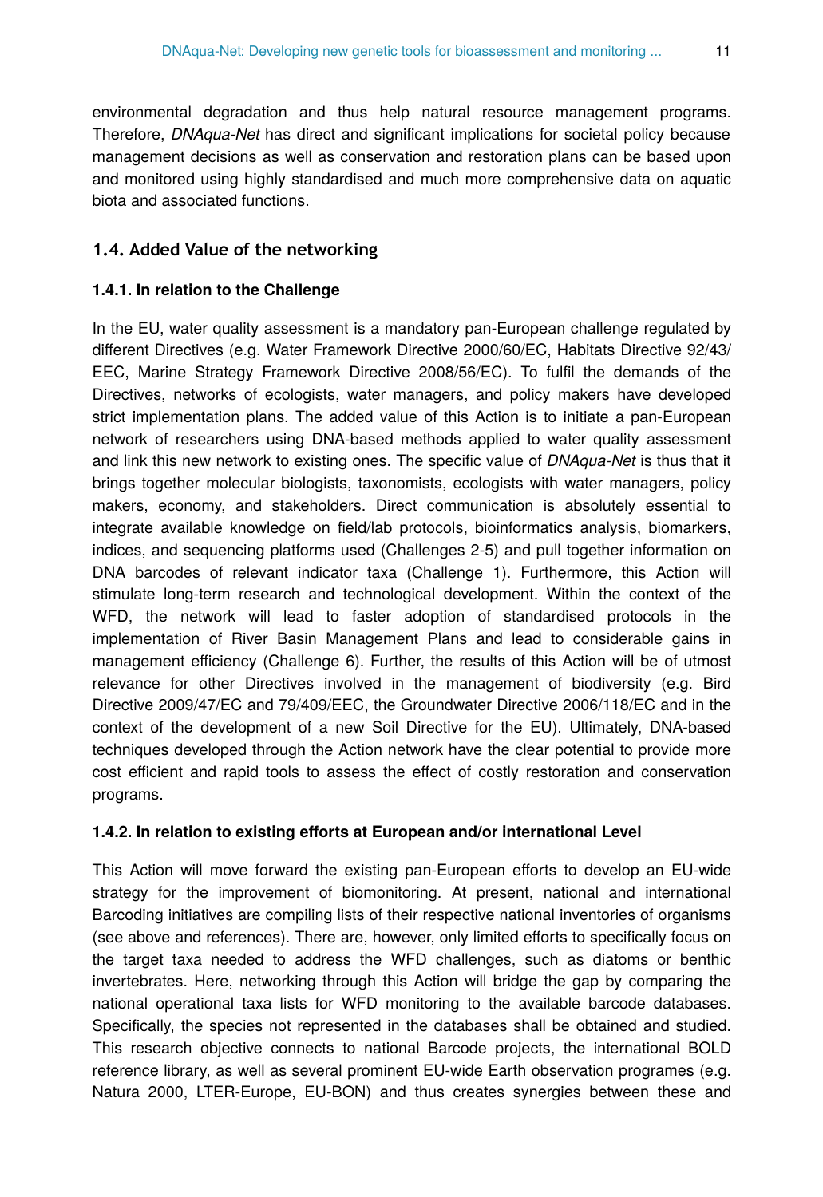environmental degradation and thus help natural resource management programs. Therefore, *DNAqua-Net* has direct and significant implications for societal policy because management decisions as well as conservation and restoration plans can be based upon and monitored using highly standardised and much more comprehensive data on aquatic biota and associated functions.

## 1.4. Added Value of the networking

### 1.4.1. In relation to the Challenge

In the EU, water quality assessment is a mandatory pan-European challenge regulated by different Directives (e.g. Water Framework Directive 2000/60/EC, Habitats Directive 92/43/EEC, Marine Strategy Framework Directive 2008/56/EC). To fulfil the demands of the Directives, networks of ecologists, water managers, and policy makers have developed strict implementation plans. The added value of this Action is to initiate a pan-European network of researchers using DNA-based methods applied to water quality assessment and link this new network to existing ones. The specific value of *DNAqua-Net* is thus that it brings together molecular biologists, taxonomists, ecologists with water managers, policy makers, economy, and stakeholders. Direct communication is absolutely essential to integrate available knowledge on field/lab protocols, bioinformatics analysis, biomarkers, indices, and sequencing platforms used (Challenges 2-5) and pull together information on DNA barcodes of relevant indicator taxa (Challenge 1). Furthermore, this Action will stimulate long-term research and technological development. Within the context of the WFD, the network will lead to faster adoption of standardised protocols in the implementation of River Basin Management Plans and lead to considerable gains in management efficiency (Challenge 6). Further, the results of this Action will be of utmost relevance for other Directives involved in the management of biodiversity (e.g. Bird Directive 2009/47/EC and 79/409/EEC, the Groundwater Directive 2006/118/EC and in the context of the development of a new Soil Directive for the EU). Ultimately, DNA-based techniques developed through the Action network have the clear potential to provide more cost efficient and rapid tools to assess the effect of costly restoration and conservation programs.

### 1.4.2. In relation to existing efforts at European and/or international Level

This Action will move forward the existing pan-European efforts to develop an EU-wide strategy for the improvement of biomonitoring. At present, national and international Barcoding initiatives are compiling lists of their respective national inventories of organisms (see above and references). There are, however, only limited efforts to specifically focus on the target taxa needed to address the WFD challenges, such as diatoms or benthic invertebrates. Here, networking through this Action will bridge the gap by comparing the national operational taxa lists for WFD monitoring to the available barcode databases. Specifically, the species not represented in the databases shall be obtained and studied. This research objective connects to national Barcode projects, the international BOLD reference library, as well as several prominent EU-wide Earth observation programes (e.g. Natura 2000, LTER-Europe, EU-BON) and thus creates synergies between these and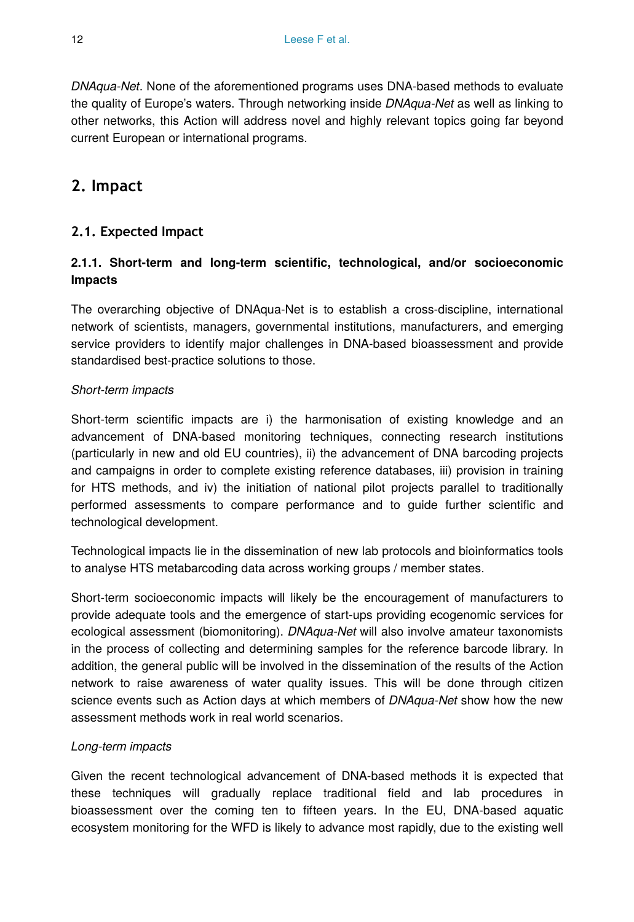*DNAqua-Net*. None of the aforementioned programs uses DNA-based methods to evaluate the quality of Europe's waters. Through networking inside *DNAqua-Net* as well as linking to other networks, this Action will address novel and highly relevant topics going far beyond current European or international programs.

## 2. Impact

### 2.1. Expected Impact

#### 2.1.1. Short-term and long-term scientific, technological, and/or socioeconomic Impacts

The overarching objective of DNAqua-Net is to establish a cross-discipline, international network of scientists, managers, governmental institutions, manufacturers, and emerging service providers to identify major challenges in DNA-based bioassessment and provide standardised best-practice solutions to those.

*Short-term impacts*

Short-term scientific impacts are i) the harmonisation of existing knowledge and an advancement of DNA-based monitoring techniques, connecting research institutions (particularly in new and old EU countries), ii) the advancement of DNA barcoding projects and campaigns in order to complete existing reference databases, iii) provision in training for HTS methods, and iv) the initiation of national pilot projects parallel to traditionally performed assessments to compare performance and to guide further scientific and technological development.

Technological impacts lie in the dissemination of new lab protocols and bioinformatics tools to analyse HTS metabarcoding data across working groups / member states.

Short-term socioeconomic impacts will likely be the encouragement of manufacturers to provide adequate tools and the emergence of start-ups providing ecogenomic services for ecological assessment (biomonitoring). *DNAqua-Net* will also involve amateur taxonomists in the process of collecting and determining samples for the reference barcode library. In addition, the general public will be involved in the dissemination of the results of the Action network to raise awareness of water quality issues. This will be done through citizen science events such as Action days at which members of *DNAqua-Net* show how the new assessment methods work in real world scenarios.

*Long-term impacts*

Given the recent technological advancement of DNA-based methods it is expected that these techniques will gradually replace traditional field and lab procedures in bioassessment over the coming ten to fifteen years. In the EU, DNA-based aquatic ecosystem monitoring for the WFD is likely to advance most rapidly, due to the existing well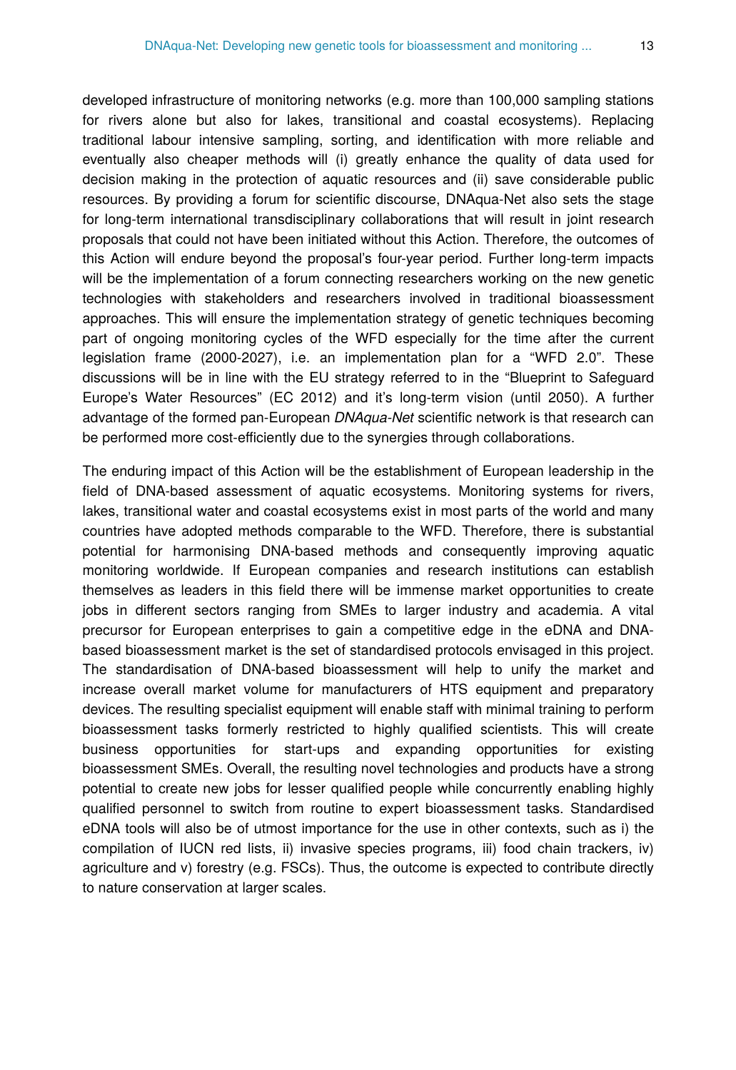developed infrastructure of monitoring networks (e.g. more than 100,000 sampling stations for rivers alone but also for lakes, transitional and coastal ecosystems). Replacing traditional labour intensive sampling, sorting, and identification with more reliable and eventually also cheaper methods will (i) greatly enhance the quality of data used for decision making in the protection of aquatic resources and (ii) save considerable public resources. By providing a forum for scientific discourse, DNAqua-Net also sets the stage for long-term international transdisciplinary collaborations that will result in joint research proposals that could not have been initiated without this Action. Therefore, the outcomes of this Action will endure beyond the proposal's four-year period. Further long-term impacts will be the implementation of a forum connecting researchers working on the new genetic technologies with stakeholders and researchers involved in traditional bioassessment approaches. This will ensure the implementation strategy of genetic techniques becoming part of ongoing monitoring cycles of the WFD especially for the time after the current legislation frame (2000-2027), i.e. an implementation plan for a "WFD 2.0". These discussions will be in line with the EU strategy referred to in the "Blueprint to Safeguard Europe's Water Resources" (EC 2012) and it's long-term vision (until 2050). A further advantage of the formed pan-European *DNAqua-Net* scientific network is that research can be performed more cost-efficiently due to the synergies through collaborations.

The enduring impact of this Action will be the establishment of European leadership in the field of DNA-based assessment of aquatic ecosystems. Monitoring systems for rivers, lakes, transitional water and coastal ecosystems exist in most parts of the world and many countries have adopted methods comparable to the WFD. Therefore, there is substantial potential for harmonising DNA-based methods and consequently improving aquatic monitoring worldwide. If European companies and research institutions can establish themselves as leaders in this field there will be immense market opportunities to create jobs in different sectors ranging from SMEs to larger industry and academia. A vital precursor for European enterprises to gain a competitive edge in the eDNA and DNA-based bioassessment market is the set of standardised protocols envisaged in this project. The standardisation of DNA-based bioassessment will help to unify the market and increase overall market volume for manufacturers of HTS equipment and preparatory devices. The resulting specialist equipment will enable staff with minimal training to perform bioassessment tasks formerly restricted to highly qualified scientists. This will create business opportunities for start-ups and expanding opportunities for existing bioassessment SMEs. Overall, the resulting novel technologies and products have a strong potential to create new jobs for lesser qualified people while concurrently enabling highly qualified personnel to switch from routine to expert bioassessment tasks. Standardised eDNA tools will also be of utmost importance for the use in other contexts, such as i) the compilation of IUCN red lists, ii) invasive species programs, iii) food chain trackers, iv) agriculture and v) forestry (e.g. FSCs). Thus, the outcome is expected to contribute directly to nature conservation at larger scales.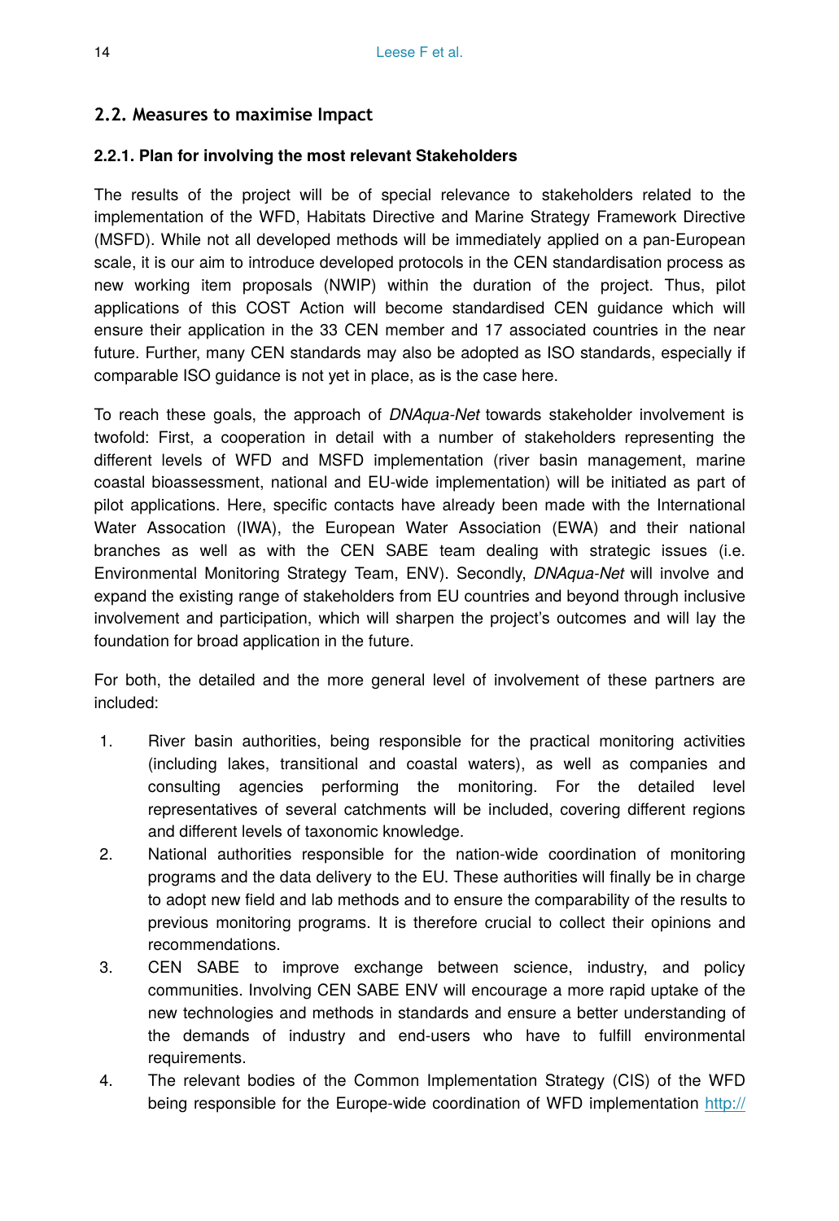## 2.2. Measures to maximise Impact

### 2.2.1. Plan for involving the most relevant Stakeholders

The results of the project will be of special relevance to stakeholders related to the implementation of the WFD, Habitats Directive and Marine Strategy Framework Directive (MSFD). While not all developed methods will be immediately applied on a pan-European scale, it is our aim to introduce developed protocols in the CEN standardisation process as new working item proposals (NWIP) within the duration of the project. Thus, pilot applications of this COST Action will become standardised CEN guidance which will ensure their application in the 33 CEN member and 17 associated countries in the near future. Further, many CEN standards may also be adopted as ISO standards, especially if comparable ISO guidance is not yet in place, as is the case here.

To reach these goals, the approach of *DNAqua-Net* towards stakeholder involvement is twofold: First, a cooperation in detail with a number of stakeholders representing the different levels of WFD and MSFD implementation (river basin management, marine coastal bioassessment, national and EU-wide implementation) will be initiated as part of pilot applications. Here, specific contacts have already been made with the International Water Assocation (IWA), the European Water Association (EWA) and their national branches as well as with the CEN SABE team dealing with strategic issues (i.e. Environmental Monitoring Strategy Team, ENV). Secondly, *DNAqua-Net* will involve and expand the existing range of stakeholders from EU countries and beyond through inclusive involvement and participation, which will sharpen the project's outcomes and will lay the foundation for broad application in the future.

For both, the detailed and the more general level of involvement of these partners are included:

1. River basin authorities, being responsible for the practical monitoring activities (including lakes, transitional and coastal waters), as well as companies and consulting agencies performing the monitoring. For the detailed level representatives of several catchments will be included, covering different regions and different levels of taxonomic knowledge.
2. National authorities responsible for the nation-wide coordination of monitoring programs and the data delivery to the EU. These authorities will finally be in charge to adopt new field and lab methods and to ensure the comparability of the results to previous monitoring programs. It is therefore crucial to collect their opinions and recommendations.
3. CEN SABE to improve exchange between science, industry, and policy communities. Involving CEN SABE ENV will encourage a more rapid uptake of the new technologies and methods in standards and ensure a better understanding of the demands of industry and end-users who have to fulfill environmental requirements.
4. The relevant bodies of the Common Implementation Strategy (CIS) of the WFD being responsible for the Europe-wide coordination of WFD implementation http://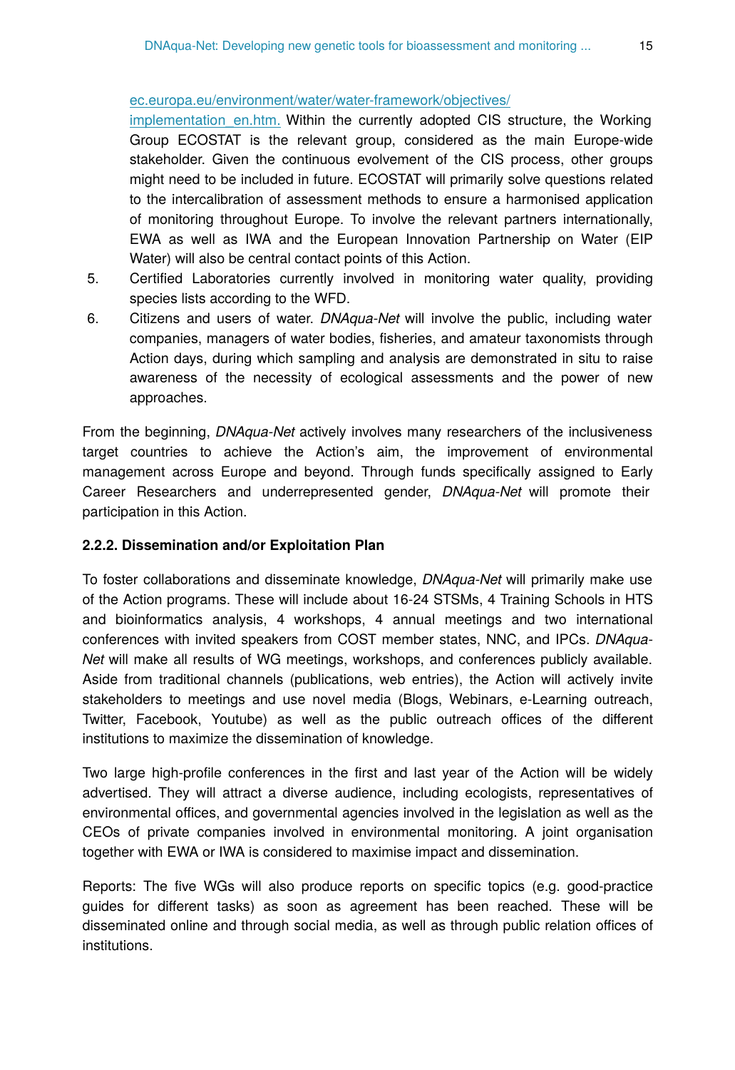ec.europa.eu/environment/water/water-framework/objectives/implementation_en.htm. Within the currently adopted CIS structure, the Working Group ECOSTAT is the relevant group, considered as the main Europe-wide stakeholder. Given the continuous evolvement of the CIS process, other groups might need to be included in future. ECOSTAT will primarily solve questions related to the intercalibration of assessment methods to ensure a harmonised application of monitoring throughout Europe. To involve the relevant partners internationally, EWA as well as IWA and the European Innovation Partnership on Water (EIP Water) will also be central contact points of this Action.

5. Certified Laboratories currently involved in monitoring water quality, providing species lists according to the WFD.
6. Citizens and users of water. *DNAqua-Net* will involve the public, including water companies, managers of water bodies, fisheries, and amateur taxonomists through Action days, during which sampling and analysis are demonstrated in situ to raise awareness of the necessity of ecological assessments and the power of new approaches.

From the beginning, *DNAqua-Net* actively involves many researchers of the inclusiveness target countries to achieve the Action's aim, the improvement of environmental management across Europe and beyond. Through funds specifically assigned to Early Career Researchers and underrepresented gender, *DNAqua-Net* will promote their participation in this Action.

**2.2.2. Dissemination and/or Exploitation Plan**

To foster collaborations and disseminate knowledge, *DNAqua-Net* will primarily make use of the Action programs. These will include about 16-24 STSMs, 4 Training Schools in HTS and bioinformatics analysis, 4 workshops, 4 annual meetings and two international conferences with invited speakers from COST member states, NNC, and IPCs. *DNAqua-Net* will make all results of WG meetings, workshops, and conferences publicly available. Aside from traditional channels (publications, web entries), the Action will actively invite stakeholders to meetings and use novel media (Blogs, Webinars, e-Learning outreach, Twitter, Facebook, Youtube) as well as the public outreach offices of the different institutions to maximize the dissemination of knowledge.

Two large high-profile conferences in the first and last year of the Action will be widely advertised. They will attract a diverse audience, including ecologists, representatives of environmental offices, and governmental agencies involved in the legislation as well as the CEOs of private companies involved in environmental monitoring. A joint organisation together with EWA or IWA is considered to maximise impact and dissemination.

Reports: The five WGs will also produce reports on specific topics (e.g. good-practice guides for different tasks) as soon as agreement has been reached. These will be disseminated online and through social media, as well as through public relation offices of institutions.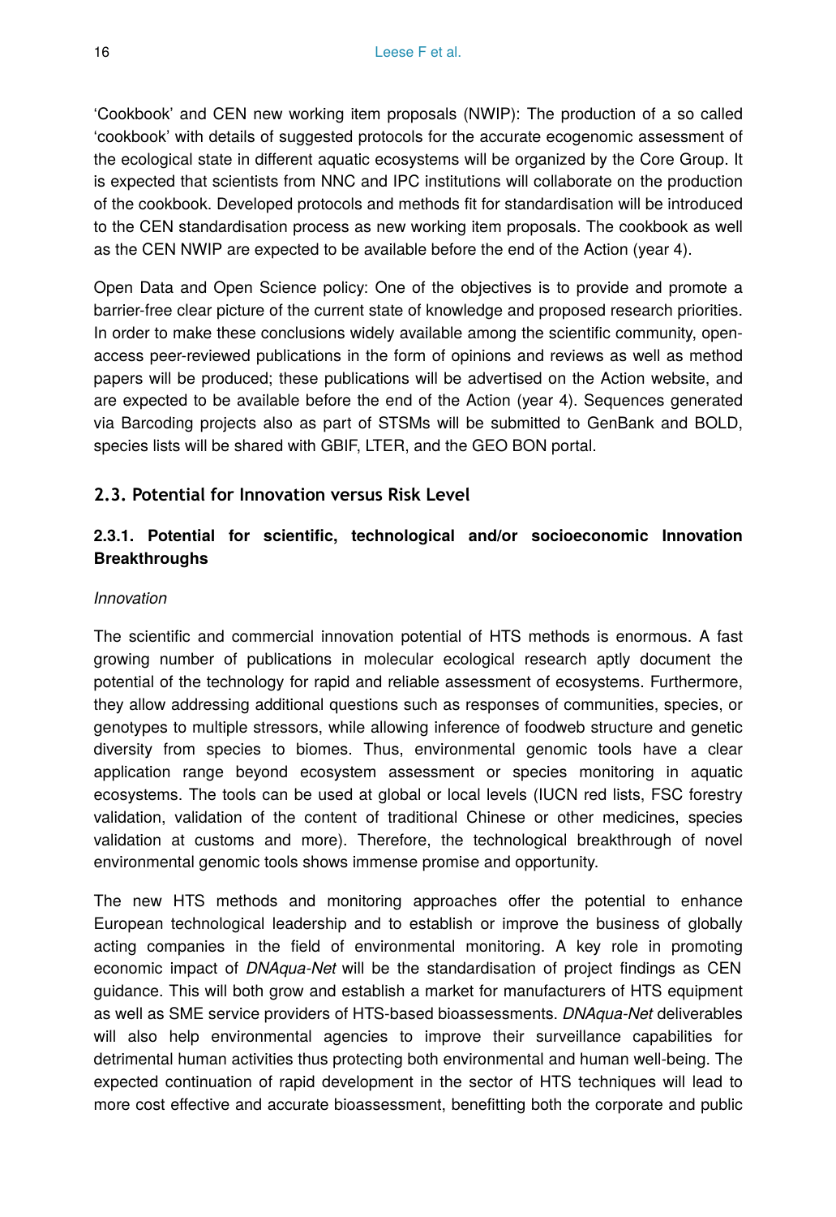'Cookbook' and CEN new working item proposals (NWIP): The production of a so called 'cookbook' with details of suggested protocols for the accurate ecogenomic assessment of the ecological state in different aquatic ecosystems will be organized by the Core Group. It is expected that scientists from NNC and IPC institutions will collaborate on the production of the cookbook. Developed protocols and methods fit for standardisation will be introduced to the CEN standardisation process as new working item proposals. The cookbook as well as the CEN NWIP are expected to be available before the end of the Action (year 4).

Open Data and Open Science policy: One of the objectives is to provide and promote a barrier-free clear picture of the current state of knowledge and proposed research priorities. In order to make these conclusions widely available among the scientific community, open-access peer-reviewed publications in the form of opinions and reviews as well as method papers will be produced; these publications will be advertised on the Action website, and are expected to be available before the end of the Action (year 4). Sequences generated via Barcoding projects also as part of STSMs will be submitted to GenBank and BOLD, species lists will be shared with GBIF, LTER, and the GEO BON portal.

## 2.3. Potential for Innovation versus Risk Level

### 2.3.1. Potential for scientific, technological and/or socioeconomic Innovation Breakthroughs

*Innovation*

The scientific and commercial innovation potential of HTS methods is enormous. A fast growing number of publications in molecular ecological research aptly document the potential of the technology for rapid and reliable assessment of ecosystems. Furthermore, they allow addressing additional questions such as responses of communities, species, or genotypes to multiple stressors, while allowing inference of foodweb structure and genetic diversity from species to biomes. Thus, environmental genomic tools have a clear application range beyond ecosystem assessment or species monitoring in aquatic ecosystems. The tools can be used at global or local levels (IUCN red lists, FSC forestry validation, validation of the content of traditional Chinese or other medicines, species validation at customs and more). Therefore, the technological breakthrough of novel environmental genomic tools shows immense promise and opportunity.

The new HTS methods and monitoring approaches offer the potential to enhance European technological leadership and to establish or improve the business of globally acting companies in the field of environmental monitoring. A key role in promoting economic impact of *DNAqua-Net* will be the standardisation of project findings as CEN guidance. This will both grow and establish a market for manufacturers of HTS equipment as well as SME service providers of HTS-based bioassessments. *DNAqua-Net* deliverables will also help environmental agencies to improve their surveillance capabilities for detrimental human activities thus protecting both environmental and human well-being. The expected continuation of rapid development in the sector of HTS techniques will lead to more cost effective and accurate bioassessment, benefitting both the corporate and public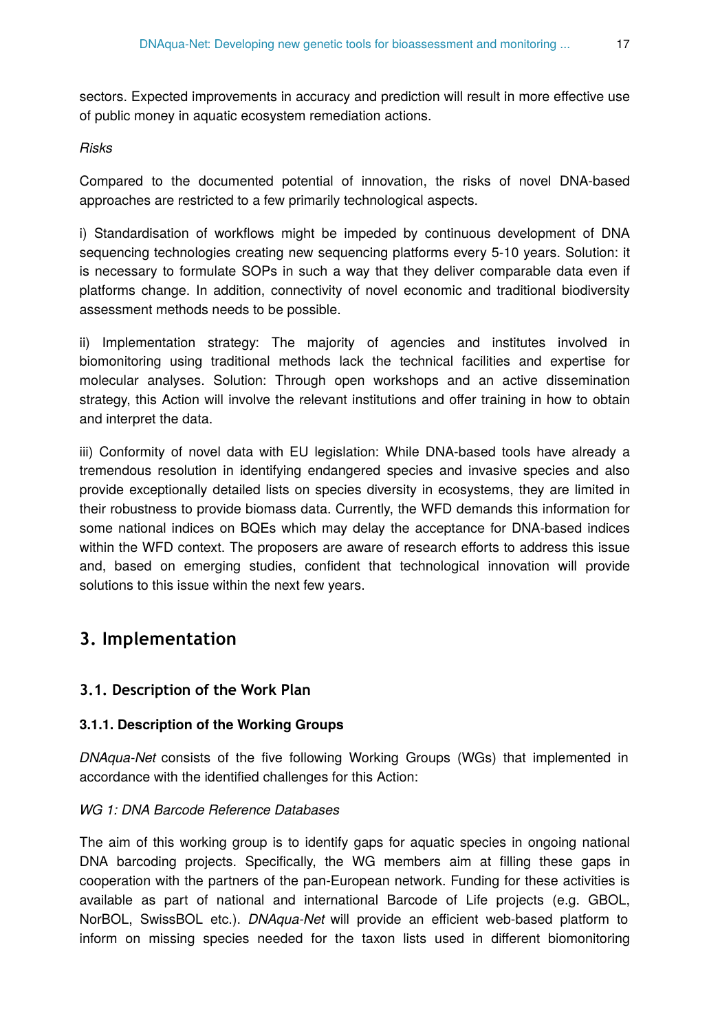sectors. Expected improvements in accuracy and prediction will result in more effective use of public money in aquatic ecosystem remediation actions.

*Risks*

Compared to the documented potential of innovation, the risks of novel DNA-based approaches are restricted to a few primarily technological aspects.

i) Standardisation of workflows might be impeded by continuous development of DNA sequencing technologies creating new sequencing platforms every 5-10 years. Solution: it is necessary to formulate SOPs in such a way that they deliver comparable data even if platforms change. In addition, connectivity of novel economic and traditional biodiversity assessment methods needs to be possible.

ii) Implementation strategy: The majority of agencies and institutes involved in biomonitoring using traditional methods lack the technical facilities and expertise for molecular analyses. Solution: Through open workshops and an active dissemination strategy, this Action will involve the relevant institutions and offer training in how to obtain and interpret the data.

iii) Conformity of novel data with EU legislation: While DNA-based tools have already a tremendous resolution in identifying endangered species and invasive species and also provide exceptionally detailed lists on species diversity in ecosystems, they are limited in their robustness to provide biomass data. Currently, the WFD demands this information for some national indices on BQEs which may delay the acceptance for DNA-based indices within the WFD context. The proposers are aware of research efforts to address this issue and, based on emerging studies, confident that technological innovation will provide solutions to this issue within the next few years.

## 3. Implementation

### 3.1. Description of the Work Plan

#### 3.1.1. Description of the Working Groups

*DNAqua-Net* consists of the five following Working Groups (WGs) that implemented in accordance with the identified challenges for this Action:

*WG 1: DNA Barcode Reference Databases*

The aim of this working group is to identify gaps for aquatic species in ongoing national DNA barcoding projects. Specifically, the WG members aim at filling these gaps in cooperation with the partners of the pan-European network. Funding for these activities is available as part of national and international Barcode of Life projects (e.g. GBOL, NorBOL, SwissBOL etc.). *DNAqua-Net* will provide an efficient web-based platform to inform on missing species needed for the taxon lists used in different biomonitoring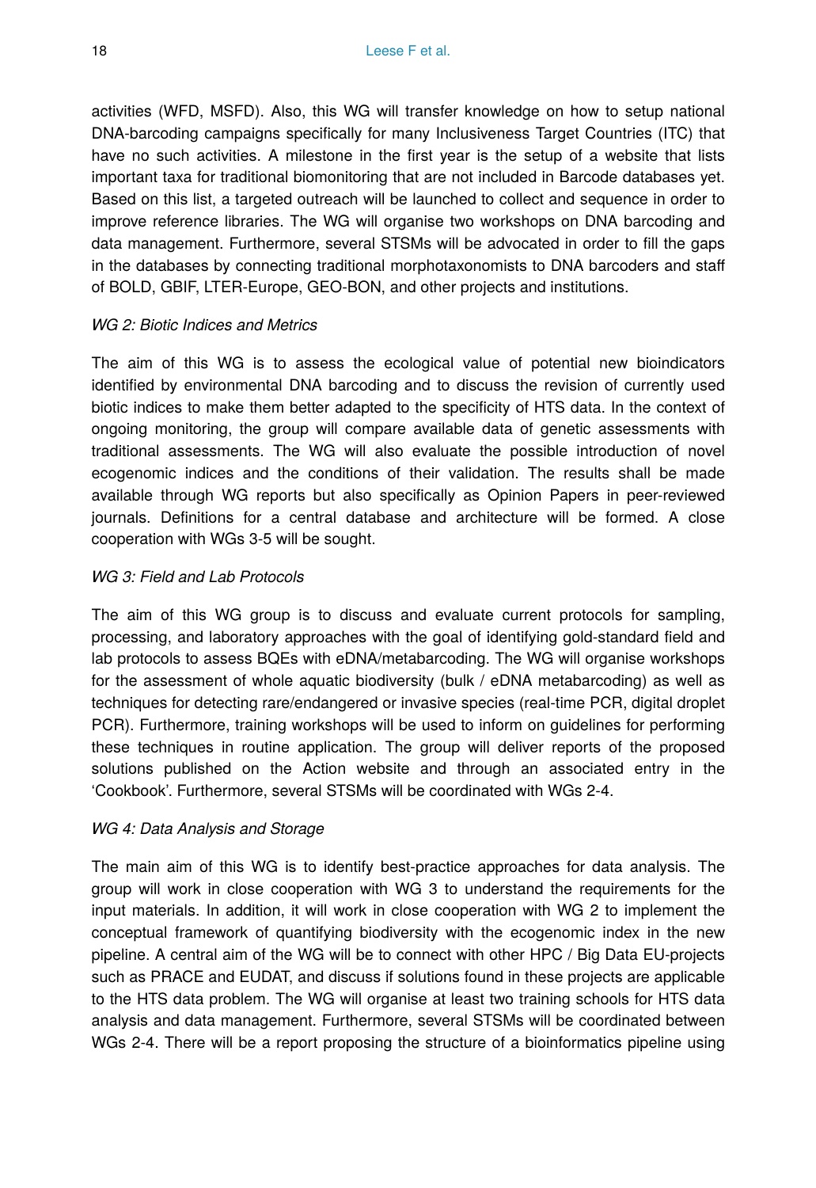activities (WFD, MSFD). Also, this WG will transfer knowledge on how to setup national DNA-barcoding campaigns specifically for many Inclusiveness Target Countries (ITC) that have no such activities. A milestone in the first year is the setup of a website that lists important taxa for traditional biomonitoring that are not included in Barcode databases yet. Based on this list, a targeted outreach will be launched to collect and sequence in order to improve reference libraries. The WG will organise two workshops on DNA barcoding and data management. Furthermore, several STSMs will be advocated in order to fill the gaps in the databases by connecting traditional morphotaxonomists to DNA barcoders and staff of BOLD, GBIF, LTER-Europe, GEO-BON, and other projects and institutions.

*WG 2: Biotic Indices and Metrics*

The aim of this WG is to assess the ecological value of potential new bioindicators identified by environmental DNA barcoding and to discuss the revision of currently used biotic indices to make them better adapted to the specificity of HTS data. In the context of ongoing monitoring, the group will compare available data of genetic assessments with traditional assessments. The WG will also evaluate the possible introduction of novel ecogenomic indices and the conditions of their validation. The results shall be made available through WG reports but also specifically as Opinion Papers in peer-reviewed journals. Definitions for a central database and architecture will be formed. A close cooperation with WGs 3-5 will be sought.

*WG 3: Field and Lab Protocols*

The aim of this WG group is to discuss and evaluate current protocols for sampling, processing, and laboratory approaches with the goal of identifying gold-standard field and lab protocols to assess BQEs with eDNA/metabarcoding. The WG will organise workshops for the assessment of whole aquatic biodiversity (bulk / eDNA metabarcoding) as well as techniques for detecting rare/endangered or invasive species (real-time PCR, digital droplet PCR). Furthermore, training workshops will be used to inform on guidelines for performing these techniques in routine application. The group will deliver reports of the proposed solutions published on the Action website and through an associated entry in the 'Cookbook'. Furthermore, several STSMs will be coordinated with WGs 2-4.

*WG 4: Data Analysis and Storage*

The main aim of this WG is to identify best-practice approaches for data analysis. The group will work in close cooperation with WG 3 to understand the requirements for the input materials. In addition, it will work in close cooperation with WG 2 to implement the conceptual framework of quantifying biodiversity with the ecogenomic index in the new pipeline. A central aim of the WG will be to connect with other HPC / Big Data EU-projects such as PRACE and EUDAT, and discuss if solutions found in these projects are applicable to the HTS data problem. The WG will organise at least two training schools for HTS data analysis and data management. Furthermore, several STSMs will be coordinated between WGs 2-4. There will be a report proposing the structure of a bioinformatics pipeline using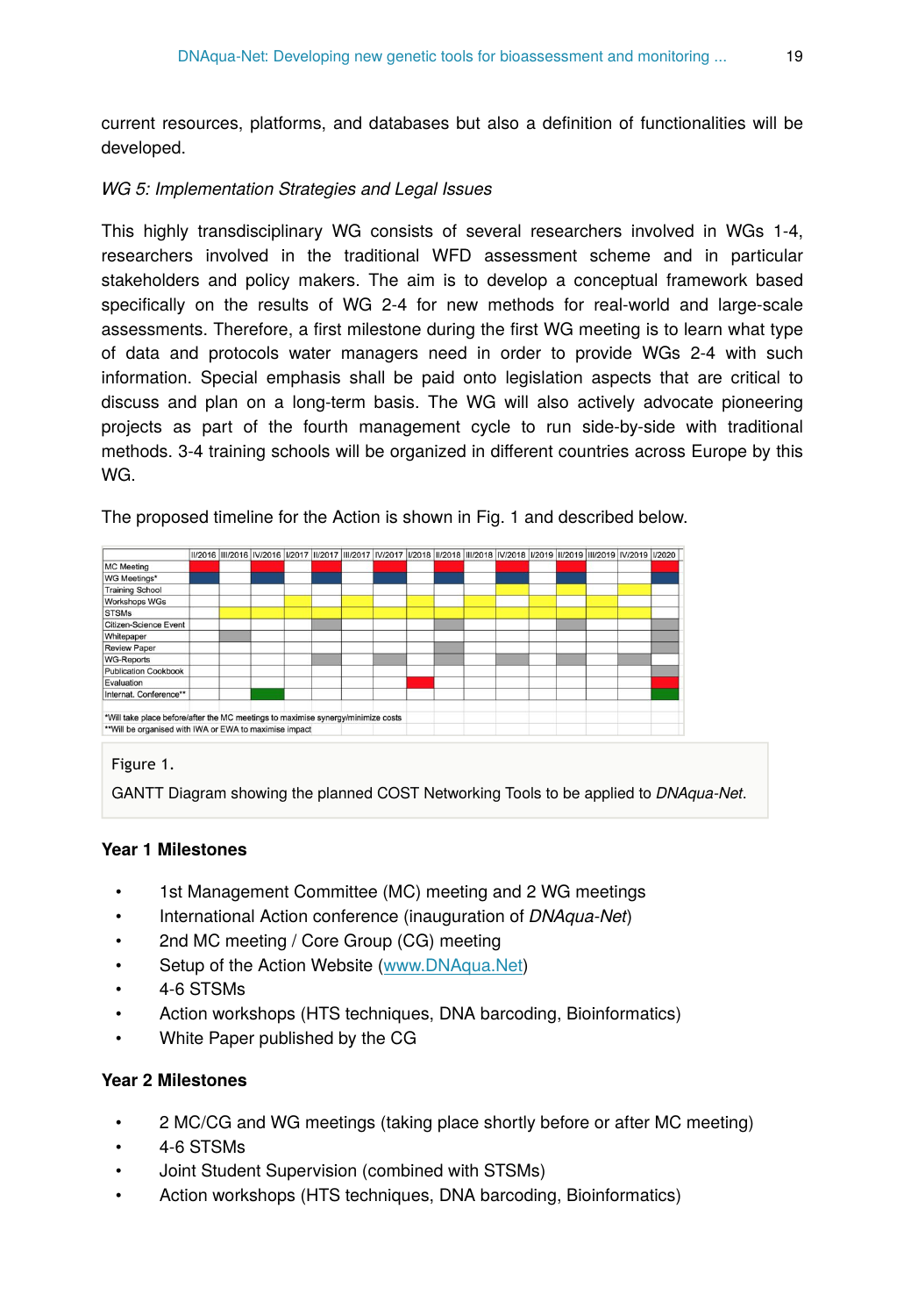current resources, platforms, and databases but also a definition of functionalities will be developed.

*WG 5: Implementation Strategies and Legal Issues*

This highly transdisciplinary WG consists of several researchers involved in WGs 1-4, researchers involved in the traditional WFD assessment scheme and in particular stakeholders and policy makers. The aim is to develop a conceptual framework based specifically on the results of WG 2-4 for new methods for real-world and large-scale assessments. Therefore, a first milestone during the first WG meeting is to learn what type of data and protocols water managers need in order to provide WGs 2-4 with such information. Special emphasis shall be paid onto legislation aspects that are critical to discuss and plan on a long-term basis. The WG will also actively advocate pioneering projects as part of the fourth management cycle to run side-by-side with traditional methods. 3-4 training schools will be organized in different countries across Europe by this WG.

The proposed timeline for the Action is shown in Fig. 1 and described below.

| | II/2016 | III/2016 | IV/2016 | I/2017 | II/2017 | III/2017 | IV/2017 | I/2018 | II/2018 | III/2018 | IV/2018 | I/2019 | II/2019 | III/2019 | IV/2019 | I/2020 |
|---|---|---|---|---|---|---|---|---|---|---|---|---|---|---|---|---|
| MC Meeting | X | | X | | X | | X | | X | | X | | X | | | X |
| WG Meetings* | X | | X | | X | | X | | X | | X | | X | | | X |
| Training School | | | | | | | | | | | X | | X | | X | |
| Workshops WGs | | | | X | | X | | X | | X | | X | | X | | |
| STSMs | | X | X | X | X | X | X | X | X | X | X | X | X | X | X | |
| Citizen-Science Event | | | | | X | | | | X | | | | X | | | X |
| Whitepaper | | X | | | | | | | | | | | | | | X |
| Review Paper | | | | | | | | | X | | | | | | | X |
| WG-Reports | | | | | X | | X | | X | | X | | X | | X | X |
| Publication Cookbook | | | | | | | | | | | | | | | | X |
| Evaluation | | | | | | | | X | | | | | | | | X |
| Internat. Conference** | | | X | | | | | | | | | | | | | X |

*Will take place before/after the MC meetings to maximise synergy/minimize costs
**Will be organised with IWA or EWA to maximise impact

Figure 1.

GANTT Diagram showing the planned COST Networking Tools to be applied to *DNAqua-Net*.

**Year 1 Milestones**

- 1st Management Committee (MC) meeting and 2 WG meetings
- International Action conference (inauguration of *DNAqua-Net*)
- 2nd MC meeting / Core Group (CG) meeting
- Setup of the Action Website (www.DNAqua.Net)
- 4-6 STSMs
- Action workshops (HTS techniques, DNA barcoding, Bioinformatics)
- White Paper published by the CG

**Year 2 Milestones**

- 2 MC/CG and WG meetings (taking place shortly before or after MC meeting)
- 4-6 STSMs
- Joint Student Supervision (combined with STSMs)
- Action workshops (HTS techniques, DNA barcoding, Bioinformatics)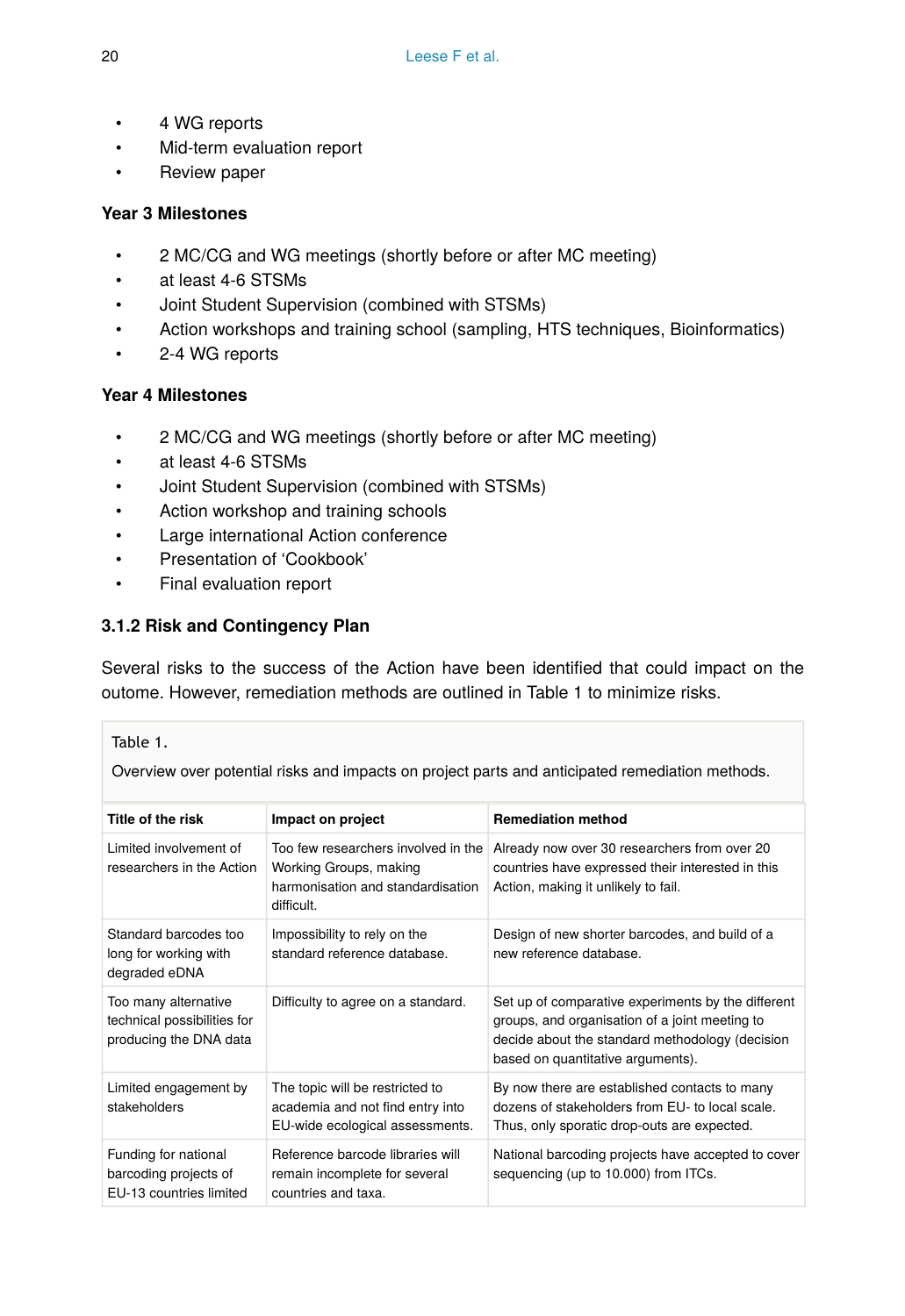- 4 WG reports
- Mid-term evaluation report
- Review paper

**Year 3 Milestones**

- 2 MC/CG and WG meetings (shortly before or after MC meeting)
- at least 4-6 STSMs
- Joint Student Supervision (combined with STSMs)
- Action workshops and training school (sampling, HTS techniques, Bioinformatics)
- 2-4 WG reports

**Year 4 Milestones**

- 2 MC/CG and WG meetings (shortly before or after MC meeting)
- at least 4-6 STSMs
- Joint Student Supervision (combined with STSMs)
- Action workshop and training schools
- Large international Action conference
- Presentation of 'Cookbook'
- Final evaluation report

### 3.1.2 Risk and Contingency Plan

Several risks to the success of the Action have been identified that could impact on the outome. However, remediation methods are outlined in Table 1 to minimize risks.

Table 1.

Overview over potential risks and impacts on project parts and anticipated remediation methods.

| Title of the risk | Impact on project | Remediation method |
|---|---|---|
| Limited involvement of researchers in the Action | Too few researchers involved in the Working Groups, making harmonisation and standardisation difficult. | Already now over 30 researchers from over 20 countries have expressed their interested in this Action, making it unlikely to fail. |
| Standard barcodes too long for working with degraded eDNA | Impossibility to rely on the standard reference database. | Design of new shorter barcodes, and build of a new reference database. |
| Too many alternative technical possibilities for producing the DNA data | Difficulty to agree on a standard. | Set up of comparative experiments by the different groups, and organisation of a joint meeting to decide about the standard methodology (decision based on quantitative arguments). |
| Limited engagement by stakeholders | The topic will be restricted to academia and not find entry into EU-wide ecological assessments. | By now there are established contacts to many dozens of stakeholders from EU- to local scale. Thus, only sporatic drop-outs are expected. |
| Funding for national barcoding projects of EU-13 countries limited | Reference barcode libraries will remain incomplete for several countries and taxa. | National barcoding projects have accepted to cover sequencing (up to 10.000) from ITCs. |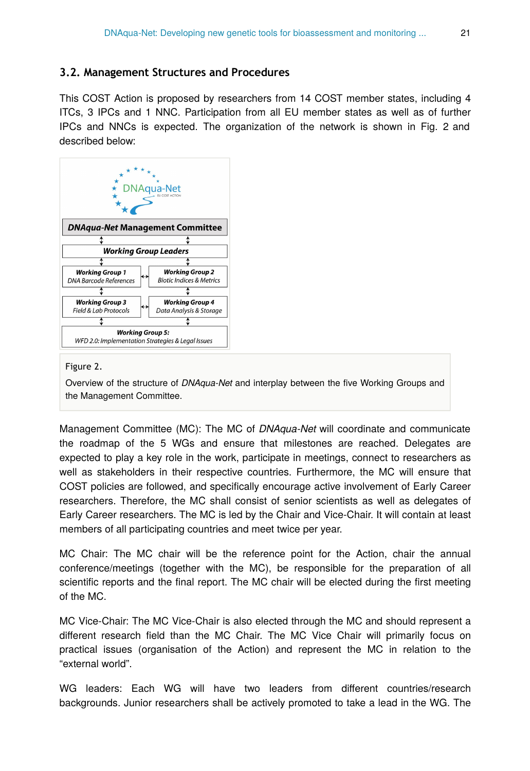### 3.2. Management Structures and Procedures

This COST Action is proposed by researchers from 14 COST member states, including 4 ITCs, 3 IPCs and 1 NNC. Participation from all EU member states as well as of further IPCs and NNCs is expected. The organization of the network is shown in Fig. 2 and described below:

Figure 2.

Overview of the structure of *DNAqua-Net* and interplay between the five Working Groups and the Management Committee.

Management Committee (MC): The MC of *DNAqua-Net* will coordinate and communicate the roadmap of the 5 WGs and ensure that milestones are reached. Delegates are expected to play a key role in the work, participate in meetings, connect to researchers as well as stakeholders in their respective countries. Furthermore, the MC will ensure that COST policies are followed, and specifically encourage active involvement of Early Career researchers. Therefore, the MC shall consist of senior scientists as well as delegates of Early Career researchers. The MC is led by the Chair and Vice-Chair. It will contain at least members of all participating countries and meet twice per year.

MC Chair: The MC chair will be the reference point for the Action, chair the annual conference/meetings (together with the MC), be responsible for the preparation of all scientific reports and the final report. The MC chair will be elected during the first meeting of the MC.

MC Vice-Chair: The MC Vice-Chair is also elected through the MC and should represent a different research field than the MC Chair. The MC Vice Chair will primarily focus on practical issues (organisation of the Action) and represent the MC in relation to the "external world".

WG leaders: Each WG will have two leaders from different countries/research backgrounds. Junior researchers shall be actively promoted to take a lead in the WG. The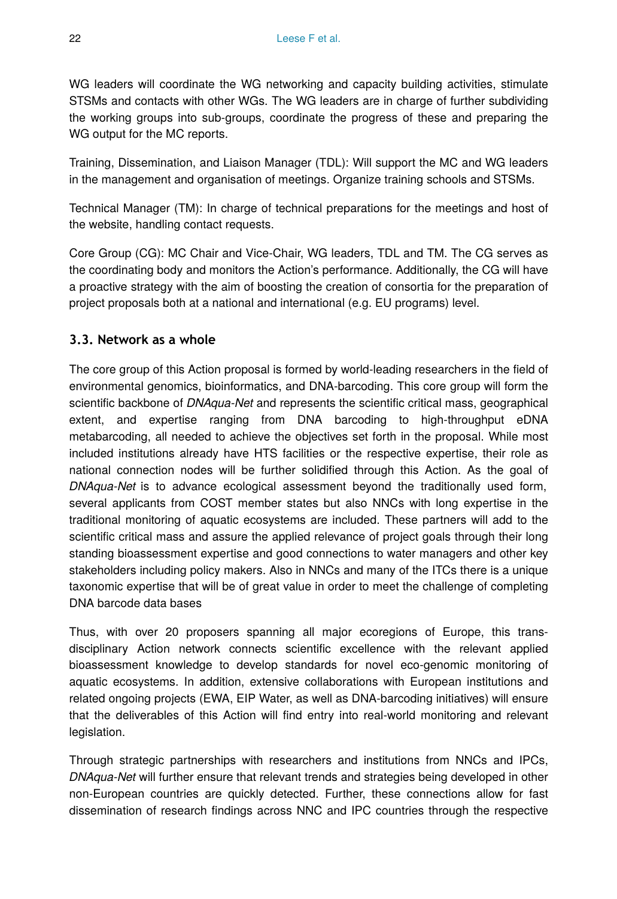WG leaders will coordinate the WG networking and capacity building activities, stimulate STSMs and contacts with other WGs. The WG leaders are in charge of further subdividing the working groups into sub-groups, coordinate the progress of these and preparing the WG output for the MC reports.

Training, Dissemination, and Liaison Manager (TDL): Will support the MC and WG leaders in the management and organisation of meetings. Organize training schools and STSMs.

Technical Manager (TM): In charge of technical preparations for the meetings and host of the website, handling contact requests.

Core Group (CG): MC Chair and Vice-Chair, WG leaders, TDL and TM. The CG serves as the coordinating body and monitors the Action's performance. Additionally, the CG will have a proactive strategy with the aim of boosting the creation of consortia for the preparation of project proposals both at a national and international (e.g. EU programs) level.

### 3.3. Network as a whole

The core group of this Action proposal is formed by world-leading researchers in the field of environmental genomics, bioinformatics, and DNA-barcoding. This core group will form the scientific backbone of *DNAqua-Net* and represents the scientific critical mass, geographical extent, and expertise ranging from DNA barcoding to high-throughput eDNA metabarcoding, all needed to achieve the objectives set forth in the proposal. While most included institutions already have HTS facilities or the respective expertise, their role as national connection nodes will be further solidified through this Action. As the goal of *DNAqua-Net* is to advance ecological assessment beyond the traditionally used form, several applicants from COST member states but also NNCs with long expertise in the traditional monitoring of aquatic ecosystems are included. These partners will add to the scientific critical mass and assure the applied relevance of project goals through their long standing bioassessment expertise and good connections to water managers and other key stakeholders including policy makers. Also in NNCs and many of the ITCs there is a unique taxonomic expertise that will be of great value in order to meet the challenge of completing DNA barcode data bases

Thus, with over 20 proposers spanning all major ecoregions of Europe, this trans-disciplinary Action network connects scientific excellence with the relevant applied bioassessment knowledge to develop standards for novel eco-genomic monitoring of aquatic ecosystems. In addition, extensive collaborations with European institutions and related ongoing projects (EWA, EIP Water, as well as DNA-barcoding initiatives) will ensure that the deliverables of this Action will find entry into real-world monitoring and relevant legislation.

Through strategic partnerships with researchers and institutions from NNCs and IPCs, *DNAqua-Net* will further ensure that relevant trends and strategies being developed in other non-European countries are quickly detected. Further, these connections allow for fast dissemination of research findings across NNC and IPC countries through the respective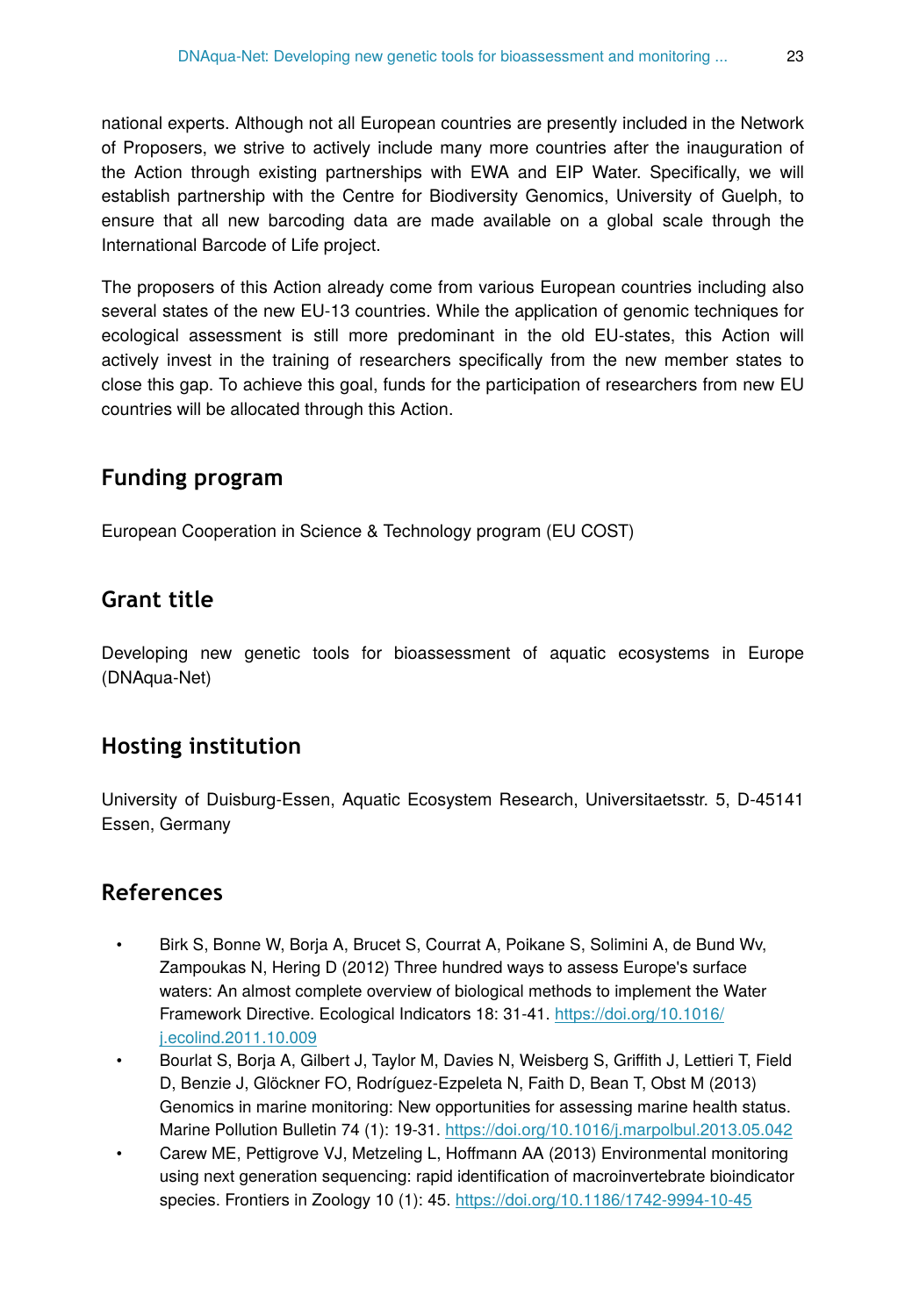national experts. Although not all European countries are presently included in the Network of Proposers, we strive to actively include many more countries after the inauguration of the Action through existing partnerships with EWA and EIP Water. Specifically, we will establish partnership with the Centre for Biodiversity Genomics, University of Guelph, to ensure that all new barcoding data are made available on a global scale through the International Barcode of Life project.

The proposers of this Action already come from various European countries including also several states of the new EU-13 countries. While the application of genomic techniques for ecological assessment is still more predominant in the old EU-states, this Action will actively invest in the training of researchers specifically from the new member states to close this gap. To achieve this goal, funds for the participation of researchers from new EU countries will be allocated through this Action.

## Funding program

European Cooperation in Science & Technology program (EU COST)

## Grant title

Developing new genetic tools for bioassessment of aquatic ecosystems in Europe (DNAqua-Net)

## Hosting institution

University of Duisburg-Essen, Aquatic Ecosystem Research, Universitaetsstr. 5, D-45141 Essen, Germany

## References

- Birk S, Bonne W, Borja A, Brucet S, Courrat A, Poikane S, Solimini A, de Bund Wv, Zampoukas N, Hering D (2012) Three hundred ways to assess Europe's surface waters: An almost complete overview of biological methods to implement the Water Framework Directive. Ecological Indicators 18: 31-41. https://doi.org/10.1016/j.ecolind.2011.10.009
- Bourlat S, Borja A, Gilbert J, Taylor M, Davies N, Weisberg S, Griffith J, Lettieri T, Field D, Benzie J, Glöckner FO, Rodríguez-Ezpeleta N, Faith D, Bean T, Obst M (2013) Genomics in marine monitoring: New opportunities for assessing marine health status. Marine Pollution Bulletin 74 (1): 19-31. https://doi.org/10.1016/j.marpolbul.2013.05.042
- Carew ME, Pettigrove VJ, Metzeling L, Hoffmann AA (2013) Environmental monitoring using next generation sequencing: rapid identification of macroinvertebrate bioindicator species. Frontiers in Zoology 10 (1): 45. https://doi.org/10.1186/1742-9994-10-45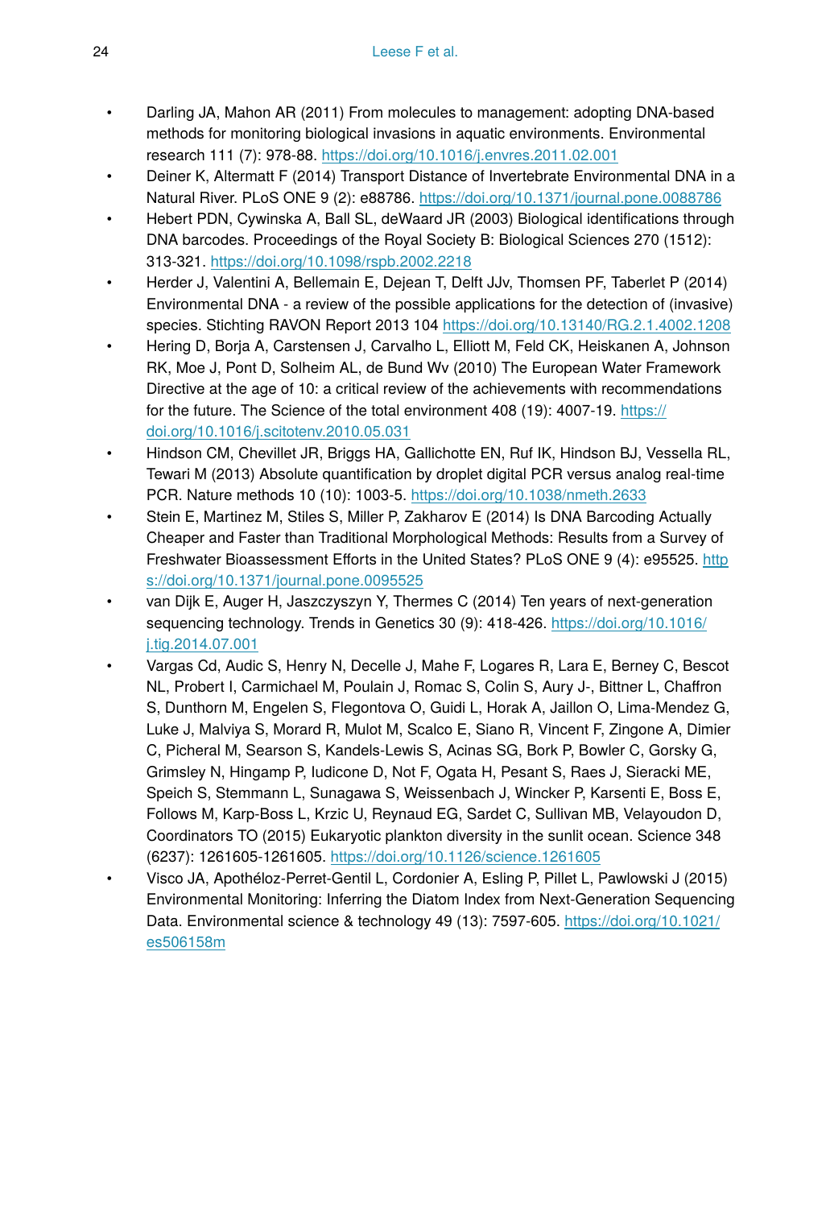- Darling JA, Mahon AR (2011) From molecules to management: adopting DNA-based methods for monitoring biological invasions in aquatic environments. Environmental research 111 (7): 978-88. https://doi.org/10.1016/j.envres.2011.02.001
- Deiner K, Altermatt F (2014) Transport Distance of Invertebrate Environmental DNA in a Natural River. PLoS ONE 9 (2): e88786. https://doi.org/10.1371/journal.pone.0088786
- Hebert PDN, Cywinska A, Ball SL, deWaard JR (2003) Biological identifications through DNA barcodes. Proceedings of the Royal Society B: Biological Sciences 270 (1512): 313-321. https://doi.org/10.1098/rspb.2002.2218
- Herder J, Valentini A, Bellemain E, Dejean T, Delft JJv, Thomsen PF, Taberlet P (2014) Environmental DNA - a review of the possible applications for the detection of (invasive) species. Stichting RAVON Report 2013 104 https://doi.org/10.13140/RG.2.1.4002.1208
- Hering D, Borja A, Carstensen J, Carvalho L, Elliott M, Feld CK, Heiskanen A, Johnson RK, Moe J, Pont D, Solheim AL, de Bund Wv (2010) The European Water Framework Directive at the age of 10: a critical review of the achievements with recommendations for the future. The Science of the total environment 408 (19): 4007-19. https://doi.org/10.1016/j.scitotenv.2010.05.031
- Hindson CM, Chevillet JR, Briggs HA, Gallichotte EN, Ruf IK, Hindson BJ, Vessella RL, Tewari M (2013) Absolute quantification by droplet digital PCR versus analog real-time PCR. Nature methods 10 (10): 1003-5. https://doi.org/10.1038/nmeth.2633
- Stein E, Martinez M, Stiles S, Miller P, Zakharov E (2014) Is DNA Barcoding Actually Cheaper and Faster than Traditional Morphological Methods: Results from a Survey of Freshwater Bioassessment Efforts in the United States? PLoS ONE 9 (4): e95525. https://doi.org/10.1371/journal.pone.0095525
- van Dijk E, Auger H, Jaszczyszyn Y, Thermes C (2014) Ten years of next-generation sequencing technology. Trends in Genetics 30 (9): 418-426. https://doi.org/10.1016/j.tig.2014.07.001
- Vargas Cd, Audic S, Henry N, Decelle J, Mahe F, Logares R, Lara E, Berney C, Bescot NL, Probert I, Carmichael M, Poulain J, Romac S, Colin S, Aury J-, Bittner L, Chaffron S, Dunthorn M, Engelen S, Flegontova O, Guidi L, Horak A, Jaillon O, Lima-Mendez G, Luke J, Malviya S, Morard R, Mulot M, Scalco E, Siano R, Vincent F, Zingone A, Dimier C, Picheral M, Searson S, Kandels-Lewis S, Acinas SG, Bork P, Bowler C, Gorsky G, Grimsley N, Hingamp P, Iudicone D, Not F, Ogata H, Pesant S, Raes J, Sieracki ME, Speich S, Stemmann L, Sunagawa S, Weissenbach J, Wincker P, Karsenti E, Boss E, Follows M, Karp-Boss L, Krzic U, Reynaud EG, Sardet C, Sullivan MB, Velayoudon D, Coordinators TO (2015) Eukaryotic plankton diversity in the sunlit ocean. Science 348 (6237): 1261605-1261605. https://doi.org/10.1126/science.1261605
- Visco JA, Apothéloz-Perret-Gentil L, Cordonier A, Esling P, Pillet L, Pawlowski J (2015) Environmental Monitoring: Inferring the Diatom Index from Next-Generation Sequencing Data. Environmental science & technology 49 (13): 7597-605. https://doi.org/10.1021/es506158m